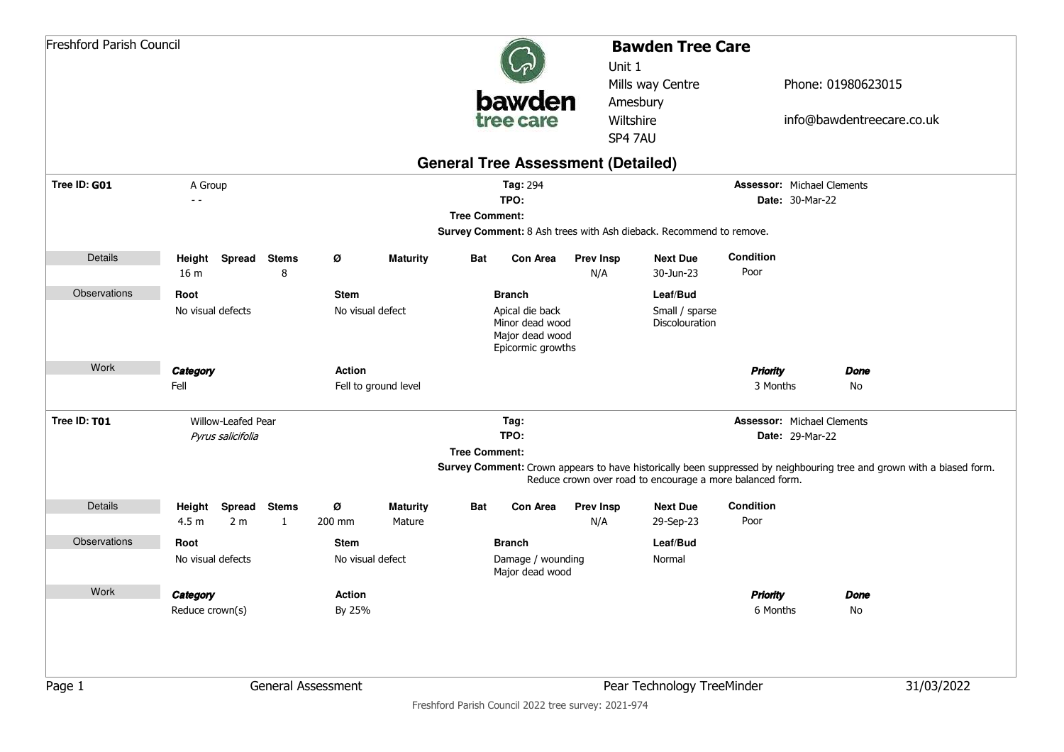Freshford Parish Council

**Bawden Tree Care**
Unit 1
Mills way Centre
Amesbury
Wiltshire
SP4 7AU

Phone: 01980623015

info@bawdentreecare.co.uk

## General Tree Assessment (Detailed)

**Tree ID: G01** A Group
- -

**Tag:** 294
**TPO:**
**Tree Comment:**
**Survey Comment:** 8 Ash trees with Ash dieback. Recommend to remove.

**Assessor:** Michael Clements
**Date:** 30-Mar-22

| Details | Height | Spread | Stems | Ø | Maturity | Bat | Con Area | Prev Insp | Next Due | Condition |
|---|---|---|---|---|---|---|---|---|---|---|
| | 16 m | | 8 | | | | | N/A | 30-Jun-23 | Poor |

| Observations | Root | Stem | Branch | Leaf/Bud |
|---|---|---|---|---|
| | No visual defects | No visual defect | Apical die back<br>Minor dead wood<br>Major dead wood<br>Epicormic growths | Small / sparse<br>Discolouration |

| Work | Category | Action | Priority | Done |
|---|---|---|---|---|
| | Fell | Fell to ground level | 3 Months | No |

**Tree ID: T01** Willow-Leafed Pear
*Pyrus salicifolia*

**Tag:**
**TPO:**
**Tree Comment:**
**Survey Comment:** Crown appears to have historically been suppressed by neighbouring tree and grown with a biased form. Reduce crown over road to encourage a more balanced form.

**Assessor:** Michael Clements
**Date:** 29-Mar-22

| Details | Height | Spread | Stems | Ø | Maturity | Bat | Con Area | Prev Insp | Next Due | Condition |
|---|---|---|---|---|---|---|---|---|---|---|
| | 4.5 m | 2 m | 1 | 200 mm | Mature | | | N/A | 29-Sep-23 | Poor |

| Observations | Root | Stem | Branch | Leaf/Bud |
|---|---|---|---|---|
| | No visual defects | No visual defect | Damage / wounding<br>Major dead wood | Normal |

| Work | Category | Action | Priority | Done |
|---|---|---|---|---|
| | Reduce crown(s) | By 25% | 6 Months | No |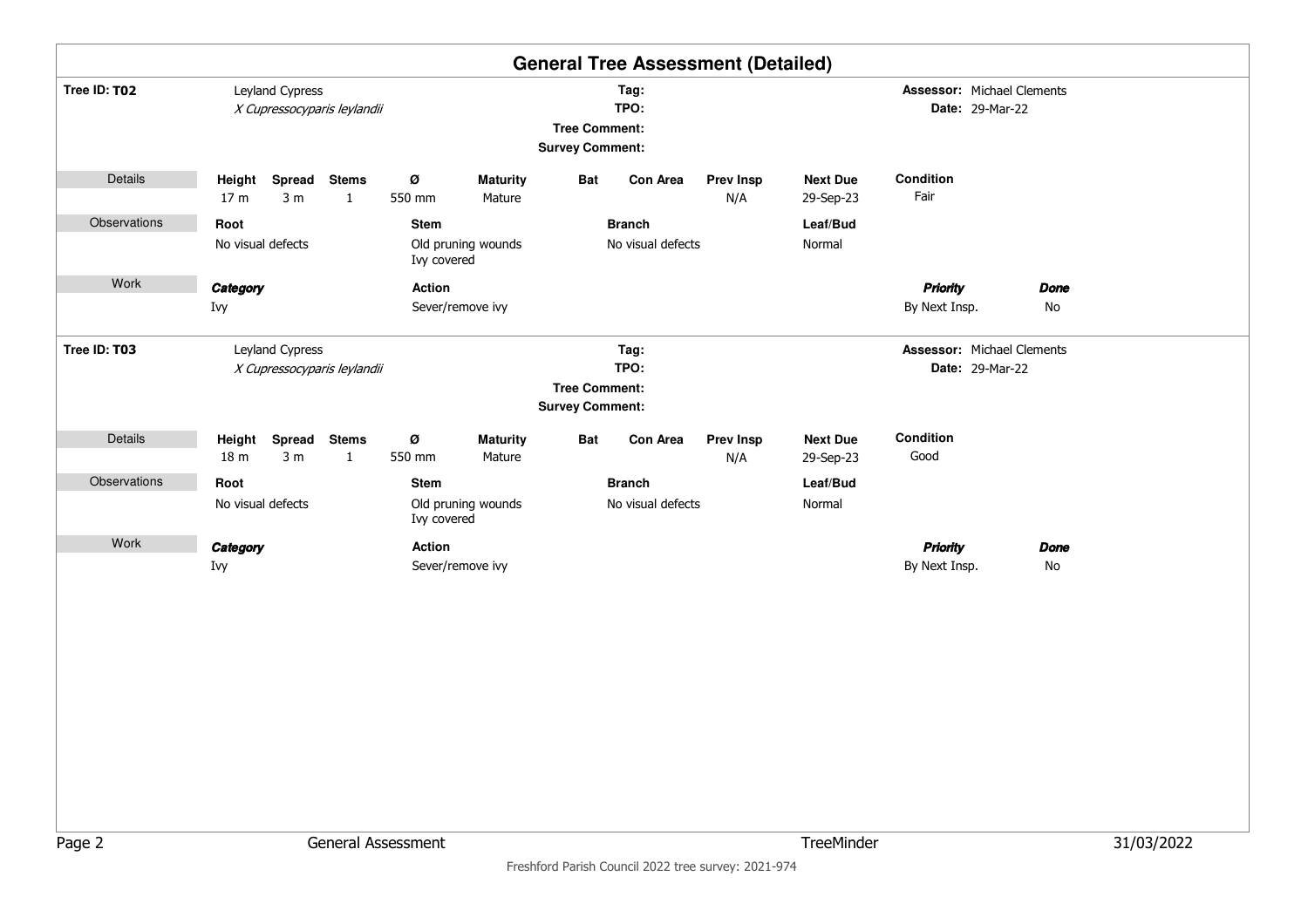# General Tree Assessment (Detailed)

**Tree ID: T02** — Leyland Cypress *X Cupressocyparis leylandii*

**Tag:**
**TPO:**
**Tree Comment:**
**Survey Comment:**

**Assessor:** Michael Clements
**Date:** 29-Mar-22

**Details**

| Height | Spread | Stems | Ø | Maturity | Bat | Con Area | Prev Insp | Next Due | Condition |
|---|---|---|---|---|---|---|---|---|---|
| 17 m | 3 m | 1 | 550 mm | Mature | | | N/A | 29-Sep-23 | Fair |

**Observations**

| Root | Stem | Branch | Leaf/Bud |
|---|---|---|---|
| No visual defects | Old pruning wounds<br>Ivy covered | No visual defects | Normal |

**Work**

| Category | Action | Priority | Done |
|---|---|---|---|
| Ivy | Sever/remove ivy | By Next Insp. | No |

**Tree ID: T03** — Leyland Cypress *X Cupressocyparis leylandii*

**Tag:**
**TPO:**
**Tree Comment:**
**Survey Comment:**

**Assessor:** Michael Clements
**Date:** 29-Mar-22

**Details**

| Height | Spread | Stems | Ø | Maturity | Bat | Con Area | Prev Insp | Next Due | Condition |
|---|---|---|---|---|---|---|---|---|---|
| 18 m | 3 m | 1 | 550 mm | Mature | | | N/A | 29-Sep-23 | Good |

**Observations**

| Root | Stem | Branch | Leaf/Bud |
|---|---|---|---|
| No visual defects | Old pruning wounds<br>Ivy covered | No visual defects | Normal |

**Work**

| Category | Action | Priority | Done |
|---|---|---|---|
| Ivy | Sever/remove ivy | By Next Insp. | No |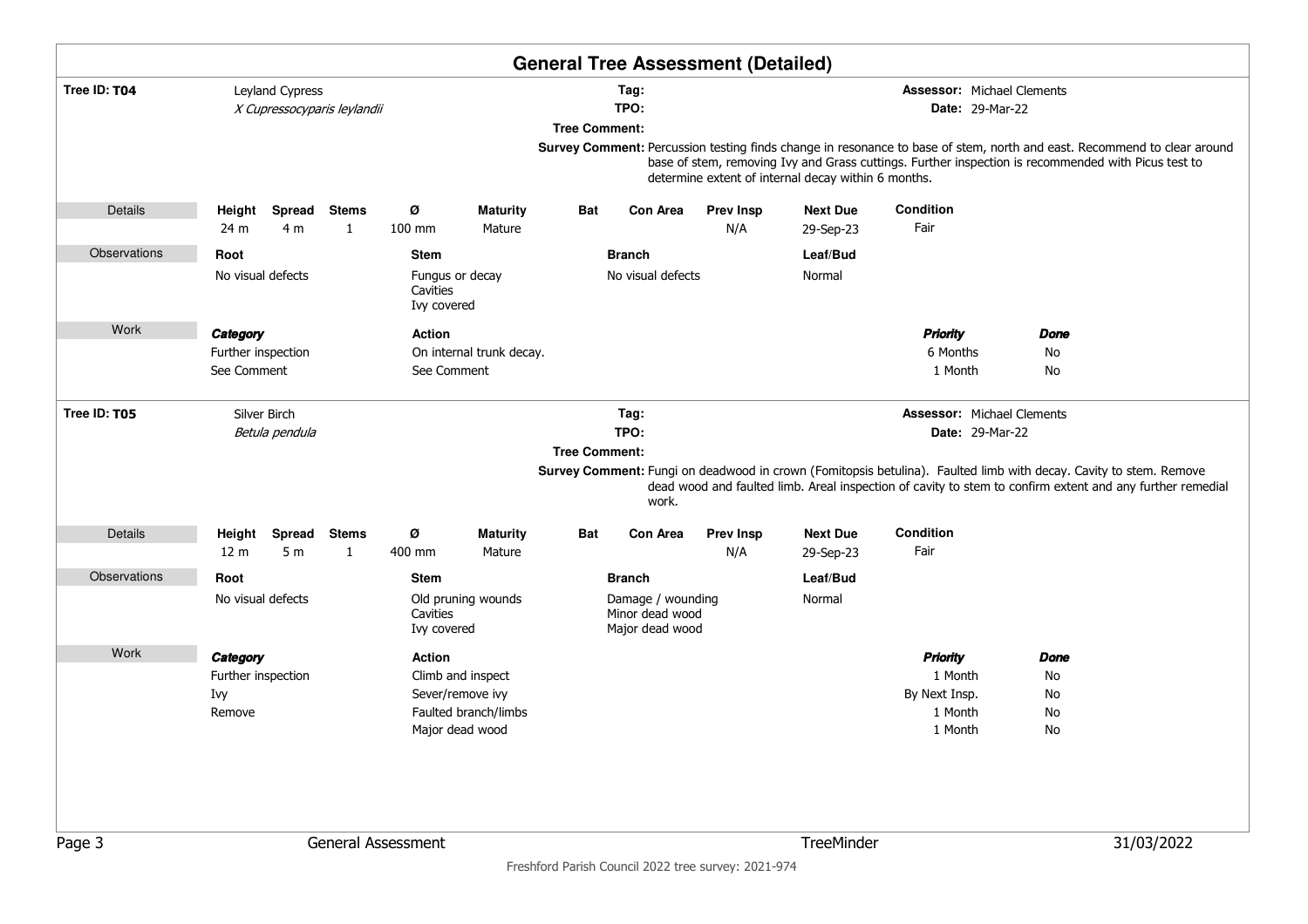# General Tree Assessment (Detailed)

**Tree ID: T04**

Leyland Cypress
*X Cupressocyparis leylandii*

**Tag:**
**TPO:**
**Tree Comment:**
**Survey Comment:** Percussion testing finds change in resonance to base of stem, north and east. Recommend to clear around base of stem, removing Ivy and Grass cuttings. Further inspection is recommended with Picus test to determine extent of internal decay within 6 months.

**Assessor:** Michael Clements
**Date:** 29-Mar-22

**Details**

| Height | Spread | Stems | Ø | Maturity | Bat | Con Area | Prev Insp | Next Due | Condition |
|---|---|---|---|---|---|---|---|---|---|
| 24 m | 4 m | 1 | 100 mm | Mature | | | N/A | 29-Sep-23 | Fair |

**Observations**

| Root | Stem | Branch | Leaf/Bud |
|---|---|---|---|
| No visual defects | Fungus or decay<br>Cavities<br>Ivy covered | No visual defects | Normal |

**Work**

| Category | Action | Priority | Done |
|---|---|---|---|
| Further inspection | On internal trunk decay. | 6 Months | No |
| See Comment | See Comment | 1 Month | No |

**Tree ID: T05**

Silver Birch
*Betula pendula*

**Tag:**
**TPO:**
**Tree Comment:**
**Survey Comment:** Fungi on deadwood in crown (Fomitopsis betulina). Faulted limb with decay. Cavity to stem. Remove dead wood and faulted limb. Areal inspection of cavity to stem to confirm extent and any further remedial work.

**Assessor:** Michael Clements
**Date:** 29-Mar-22

**Details**

| Height | Spread | Stems | Ø | Maturity | Bat | Con Area | Prev Insp | Next Due | Condition |
|---|---|---|---|---|---|---|---|---|---|
| 12 m | 5 m | 1 | 400 mm | Mature | | | N/A | 29-Sep-23 | Fair |

**Observations**

| Root | Stem | Branch | Leaf/Bud |
|---|---|---|---|
| No visual defects | Old pruning wounds<br>Cavities<br>Ivy covered | Damage / wounding<br>Minor dead wood<br>Major dead wood | Normal |

**Work**

| Category | Action | Priority | Done |
|---|---|---|---|
| Further inspection | Climb and inspect | 1 Month | No |
| Ivy | Sever/remove ivy | By Next Insp. | No |
| Remove | Faulted branch/limbs | 1 Month | No |
| | Major dead wood | 1 Month | No |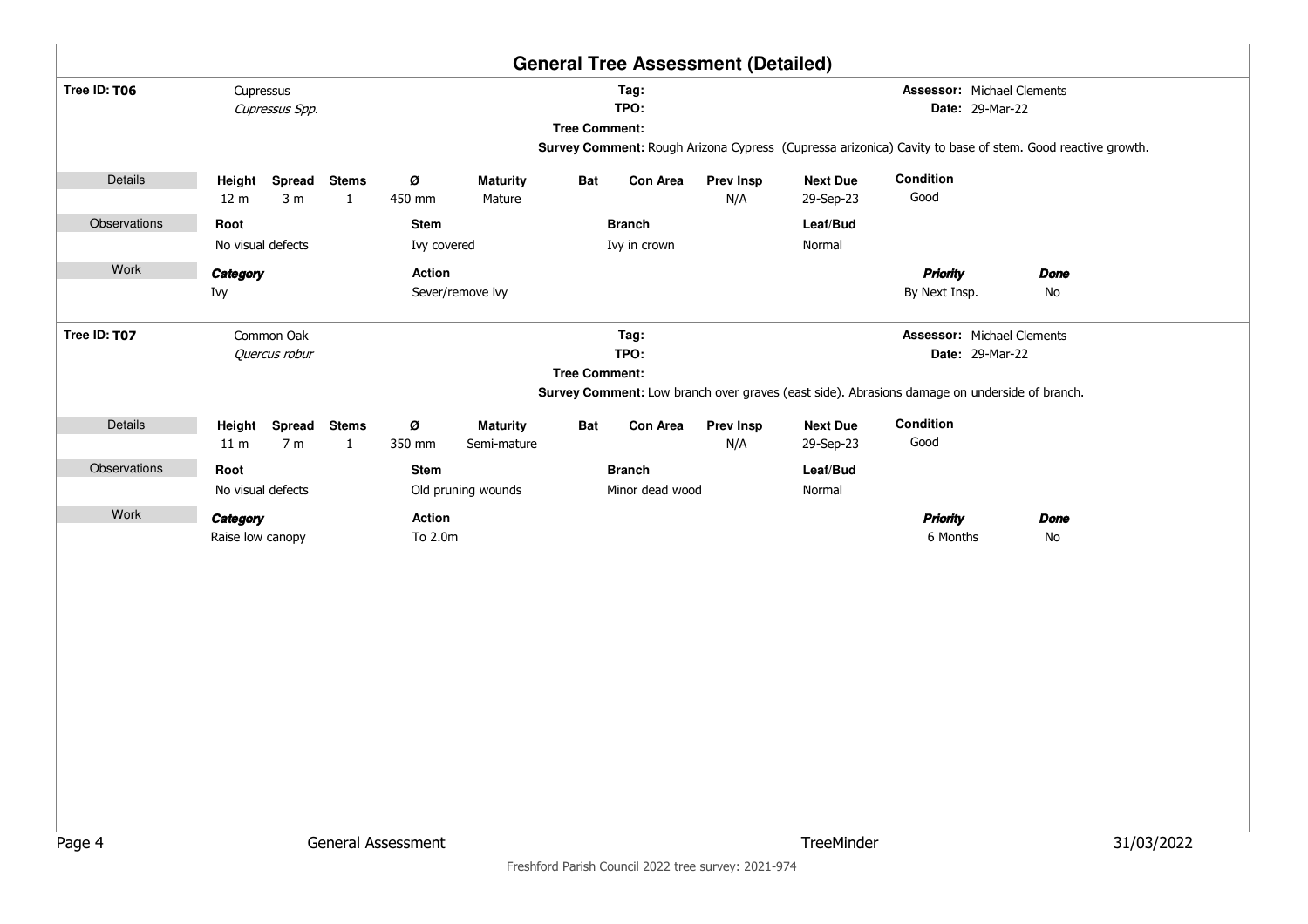## General Tree Assessment (Detailed)

**Tree ID: T06**

Cupressus
*Cupressus Spp.*

**Tag:**
**TPO:**
**Tree Comment:**
**Survey Comment:** Rough Arizona Cypress (Cupressa arizonica) Cavity to base of stem. Good reactive growth.

**Assessor:** Michael Clements
**Date:** 29-Mar-22

**Details**

| Height | Spread | Stems | Ø | Maturity | Bat | Con Area | Prev Insp | Next Due | Condition |
|---|---|---|---|---|---|---|---|---|---|
| 12 m | 3 m | 1 | 450 mm | Mature | | | N/A | 29-Sep-23 | Good |

**Observations**

| Root | Stem | Branch | Leaf/Bud |
|---|---|---|---|
| No visual defects | Ivy covered | Ivy in crown | Normal |

**Work**

| *Category* | Action | *Priority* | *Done* |
|---|---|---|---|
| Ivy | Sever/remove ivy | By Next Insp. | No |

**Tree ID: T07**

Common Oak
*Quercus robur*

**Tag:**
**TPO:**
**Tree Comment:**
**Survey Comment:** Low branch over graves (east side). Abrasions damage on underside of branch.

**Assessor:** Michael Clements
**Date:** 29-Mar-22

**Details**

| Height | Spread | Stems | Ø | Maturity | Bat | Con Area | Prev Insp | Next Due | Condition |
|---|---|---|---|---|---|---|---|---|---|
| 11 m | 7 m | 1 | 350 mm | Semi-mature | | | N/A | 29-Sep-23 | Good |

**Observations**

| Root | Stem | Branch | Leaf/Bud |
|---|---|---|---|
| No visual defects | Old pruning wounds | Minor dead wood | Normal |

**Work**

| *Category* | Action | *Priority* | *Done* |
|---|---|---|---|
| Raise low canopy | To 2.0m | 6 Months | No |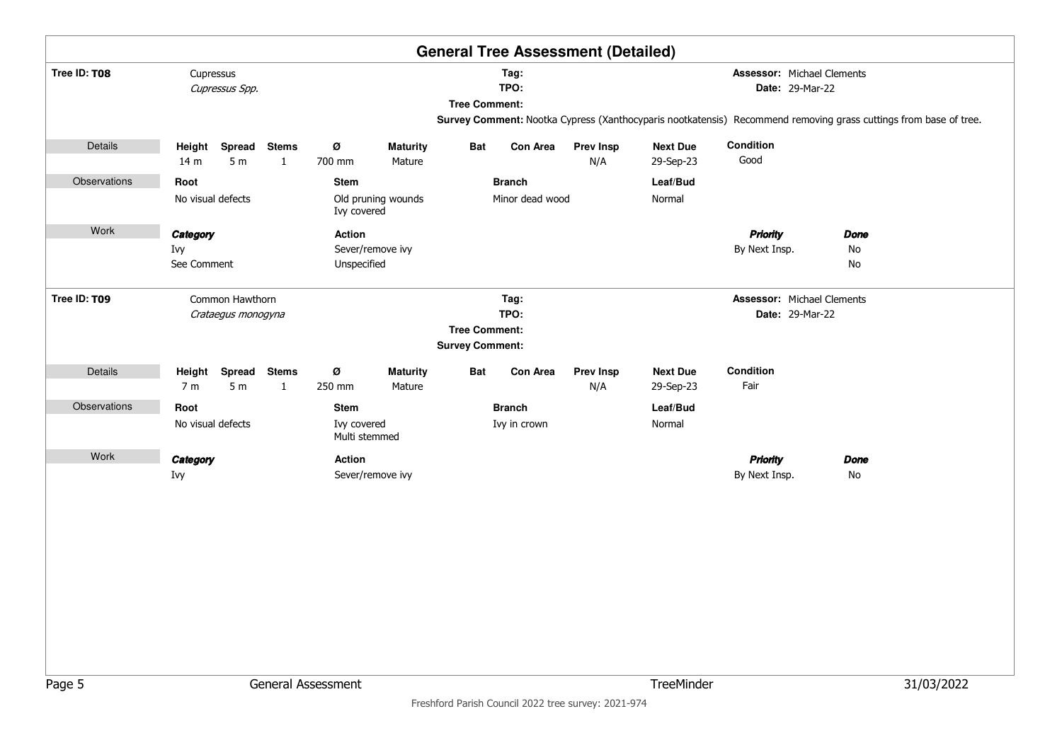# General Tree Assessment (Detailed)

**Tree ID: T08**

Cupressus
*Cupressus Spp.*

**Tag:**
**TPO:**
**Tree Comment:**
**Survey Comment:** Nootka Cypress (Xanthocyparis nootkatensis) Recommend removing grass cuttings from base of tree.

**Assessor:** Michael Clements
**Date:** 29-Mar-22

**Details**

| Height | Spread | Stems | Ø | Maturity | Bat | Con Area | Prev Insp | Next Due | Condition |
|---|---|---|---|---|---|---|---|---|---|
| 14 m | 5 m | 1 | 700 mm | Mature | | | N/A | 29-Sep-23 | Good |

**Observations**

| Root | Stem | Branch | Leaf/Bud |
|---|---|---|---|
| No visual defects | Old pruning wounds<br>Ivy covered | Minor dead wood | Normal |

**Work**

| *Category* | Action | *Priority* | *Done* |
|---|---|---|---|
| Ivy | Sever/remove ivy | By Next Insp. | No |
| See Comment | Unspecified | | No |

---

**Tree ID: T09**

Common Hawthorn
*Crataegus monogyna*

**Tag:**
**TPO:**
**Tree Comment:**
**Survey Comment:**

**Assessor:** Michael Clements
**Date:** 29-Mar-22

**Details**

| Height | Spread | Stems | Ø | Maturity | Bat | Con Area | Prev Insp | Next Due | Condition |
|---|---|---|---|---|---|---|---|---|---|
| 7 m | 5 m | 1 | 250 mm | Mature | | | N/A | 29-Sep-23 | Fair |

**Observations**

| Root | Stem | Branch | Leaf/Bud |
|---|---|---|---|
| No visual defects | Ivy covered<br>Multi stemmed | Ivy in crown | Normal |

**Work**

| *Category* | Action | *Priority* | *Done* |
|---|---|---|---|
| Ivy | Sever/remove ivy | By Next Insp. | No |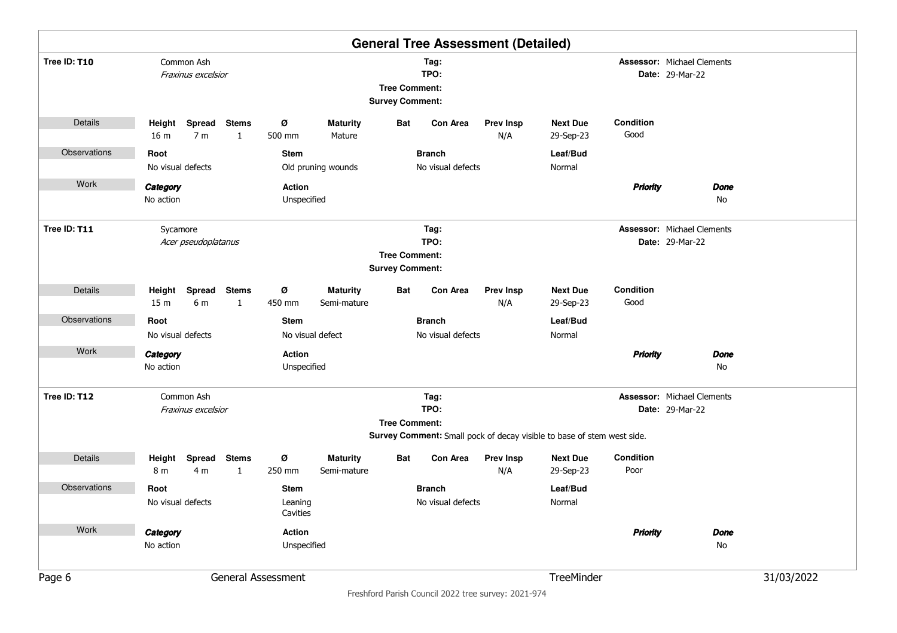# General Tree Assessment (Detailed)

**Tree ID: T10** Common Ash *Fraxinus excelsior*

**Tag:**
**TPO:**
**Tree Comment:**
**Survey Comment:**

**Assessor:** Michael Clements
**Date:** 29-Mar-22

**Details**

| Height | Spread | Stems | Ø | Maturity | Bat | Con Area | Prev Insp | Next Due | Condition |
|---|---|---|---|---|---|---|---|---|---|
| 16 m | 7 m | 1 | 500 mm | Mature | | | N/A | 29-Sep-23 | Good |

**Observations**

| Root | Stem | Branch | Leaf/Bud |
|---|---|---|---|
| No visual defects | Old pruning wounds | No visual defects | Normal |

**Work**

| Category | Action | Priority | Done |
|---|---|---|---|
| No action | Unspecified | | No |

---

**Tree ID: T11** Sycamore *Acer pseudoplatanus*

**Tag:**
**TPO:**
**Tree Comment:**
**Survey Comment:**

**Assessor:** Michael Clements
**Date:** 29-Mar-22

**Details**

| Height | Spread | Stems | Ø | Maturity | Bat | Con Area | Prev Insp | Next Due | Condition |
|---|---|---|---|---|---|---|---|---|---|
| 15 m | 6 m | 1 | 450 mm | Semi-mature | | | N/A | 29-Sep-23 | Good |

**Observations**

| Root | Stem | Branch | Leaf/Bud |
|---|---|---|---|
| No visual defects | No visual defect | No visual defects | Normal |

**Work**

| Category | Action | Priority | Done |
|---|---|---|---|
| No action | Unspecified | | No |

---

**Tree ID: T12** Common Ash *Fraxinus excelsior*

**Tag:**
**TPO:**
**Tree Comment:**
**Survey Comment:** Small pock of decay visible to base of stem west side.

**Assessor:** Michael Clements
**Date:** 29-Mar-22

**Details**

| Height | Spread | Stems | Ø | Maturity | Bat | Con Area | Prev Insp | Next Due | Condition |
|---|---|---|---|---|---|---|---|---|---|
| 8 m | 4 m | 1 | 250 mm | Semi-mature | | | N/A | 29-Sep-23 | Poor |

**Observations**

| Root | Stem | Branch | Leaf/Bud |
|---|---|---|---|
| No visual defects | Leaning<br>Cavities | No visual defects | Normal |

**Work**

| Category | Action | Priority | Done |
|---|---|---|---|
| No action | Unspecified | | No |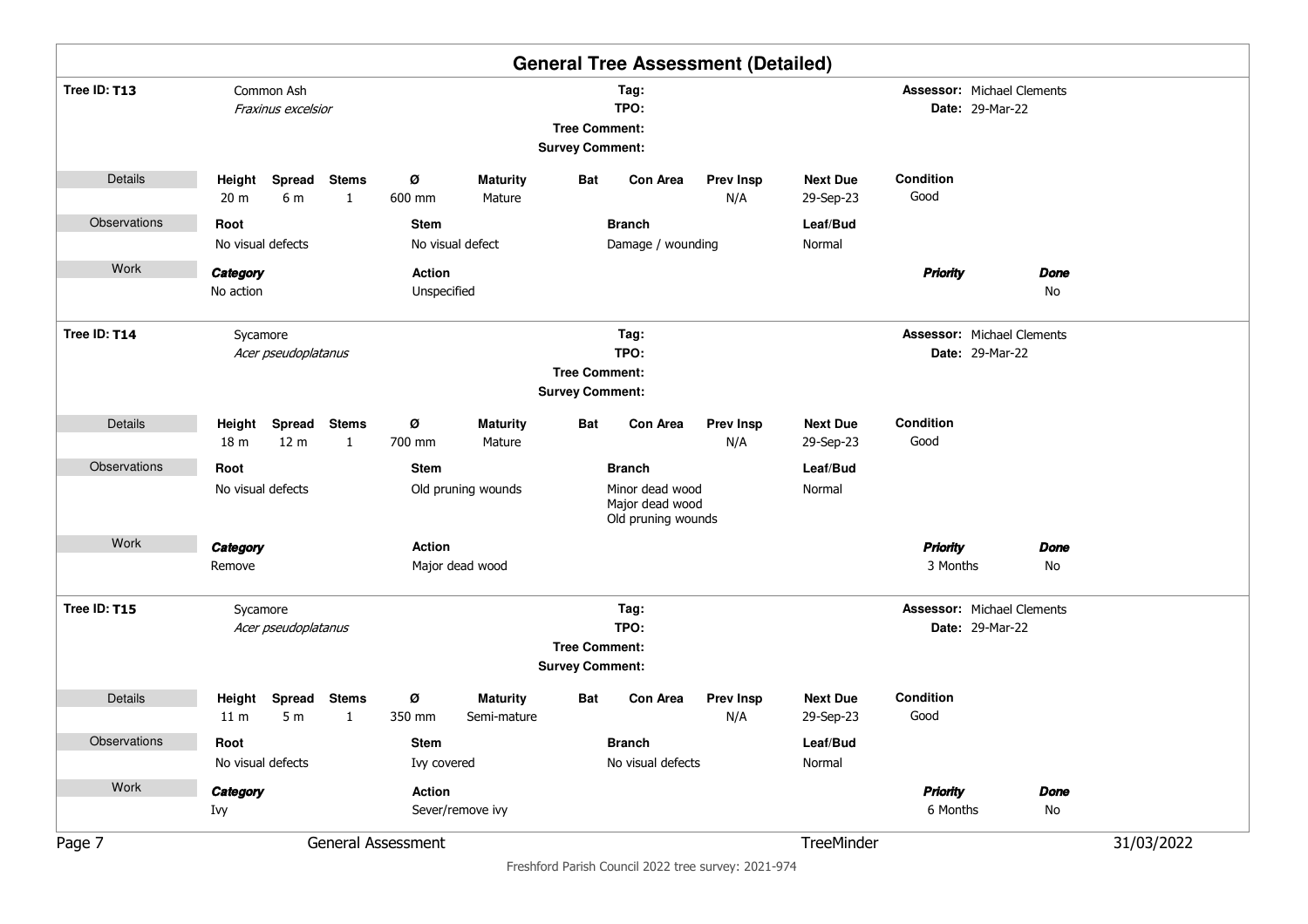# General Tree Assessment (Detailed)

**Tree ID: T13**

Common Ash
*Fraxinus excelsior*

**Tag:**
**TPO:**
**Tree Comment:**
**Survey Comment:**

**Assessor:** Michael Clements
**Date:** 29-Mar-22

**Details**

| Height | Spread | Stems | Ø | Maturity | Bat | Con Area | Prev Insp | Next Due | Condition |
|---|---|---|---|---|---|---|---|---|---|
| 20 m | 6 m | 1 | 600 mm | Mature | | | N/A | 29-Sep-23 | Good |

**Observations**

| Root | Stem | Branch | Leaf/Bud |
|---|---|---|---|
| No visual defects | No visual defect | Damage / wounding | Normal |

**Work**

| *Category* | Action | *Priority* | *Done* |
|---|---|---|---|
| No action | Unspecified | | No |

---

**Tree ID: T14**

Sycamore
*Acer pseudoplatanus*

**Tag:**
**TPO:**
**Tree Comment:**
**Survey Comment:**

**Assessor:** Michael Clements
**Date:** 29-Mar-22

**Details**

| Height | Spread | Stems | Ø | Maturity | Bat | Con Area | Prev Insp | Next Due | Condition |
|---|---|---|---|---|---|---|---|---|---|
| 18 m | 12 m | 1 | 700 mm | Mature | | | N/A | 29-Sep-23 | Good |

**Observations**

| Root | Stem | Branch | Leaf/Bud |
|---|---|---|---|
| No visual defects | Old pruning wounds | Minor dead wood<br>Major dead wood<br>Old pruning wounds | Normal |

**Work**

| *Category* | Action | *Priority* | *Done* |
|---|---|---|---|
| Remove | Major dead wood | 3 Months | No |

---

**Tree ID: T15**

Sycamore
*Acer pseudoplatanus*

**Tag:**
**TPO:**
**Tree Comment:**
**Survey Comment:**

**Assessor:** Michael Clements
**Date:** 29-Mar-22

**Details**

| Height | Spread | Stems | Ø | Maturity | Bat | Con Area | Prev Insp | Next Due | Condition |
|---|---|---|---|---|---|---|---|---|---|
| 11 m | 5 m | 1 | 350 mm | Semi-mature | | | N/A | 29-Sep-23 | Good |

**Observations**

| Root | Stem | Branch | Leaf/Bud |
|---|---|---|---|
| No visual defects | Ivy covered | No visual defects | Normal |

**Work**

| *Category* | Action | *Priority* | *Done* |
|---|---|---|---|
| Ivy | Sever/remove ivy | 6 Months | No |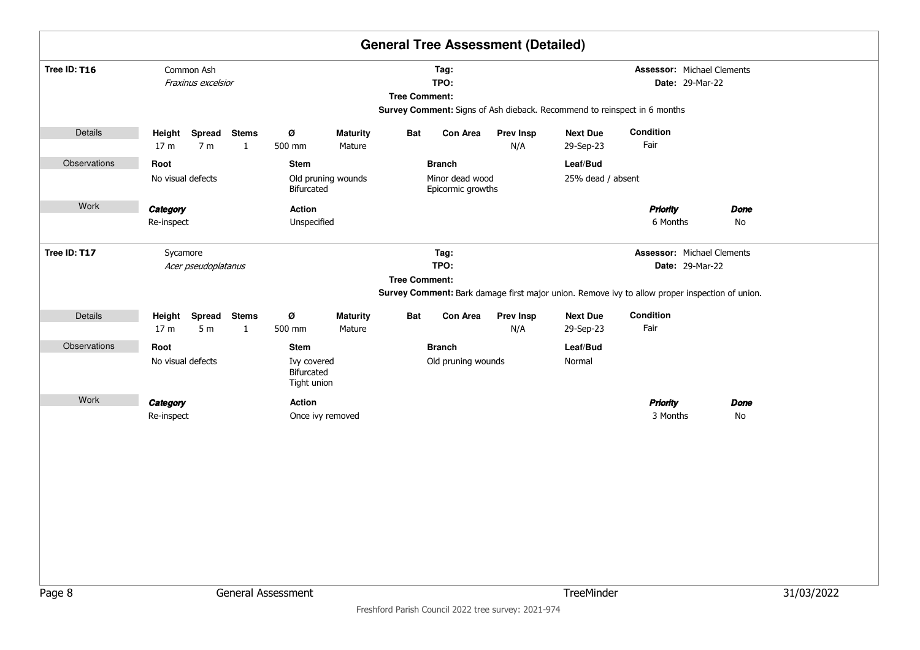# General Tree Assessment (Detailed)

**Tree ID: T16** Common Ash *Fraxinus excelsior*

**Tag:**
**TPO:**
**Tree Comment:**
**Survey Comment:** Signs of Ash dieback. Recommend to reinspect in 6 months

**Assessor:** Michael Clements
**Date:** 29-Mar-22

**Details**

| Height | Spread | Stems | Ø | Maturity | Bat | Con Area | Prev Insp | Next Due | Condition |
|---|---|---|---|---|---|---|---|---|---|
| 17 m | 7 m | 1 | 500 mm | Mature | | | N/A | 29-Sep-23 | Fair |

**Observations**

| Root | Stem | Branch | Leaf/Bud |
|---|---|---|---|
| No visual defects | Old pruning wounds<br>Bifurcated | Minor dead wood<br>Epicormic growths | 25% dead / absent |

**Work**

| *Category* | Action | *Priority* | *Done* |
|---|---|---|---|
| Re-inspect | Unspecified | 6 Months | No |

**Tree ID: T17** Sycamore *Acer pseudoplatanus*

**Tag:**
**TPO:**
**Tree Comment:**
**Survey Comment:** Bark damage first major union. Remove ivy to allow proper inspection of union.

**Assessor:** Michael Clements
**Date:** 29-Mar-22

**Details**

| Height | Spread | Stems | Ø | Maturity | Bat | Con Area | Prev Insp | Next Due | Condition |
|---|---|---|---|---|---|---|---|---|---|
| 17 m | 5 m | 1 | 500 mm | Mature | | | N/A | 29-Sep-23 | Fair |

**Observations**

| Root | Stem | Branch | Leaf/Bud |
|---|---|---|---|
| No visual defects | Ivy covered<br>Bifurcated<br>Tight union | Old pruning wounds | Normal |

**Work**

| *Category* | Action | *Priority* | *Done* |
|---|---|---|---|
| Re-inspect | Once ivy removed | 3 Months | No |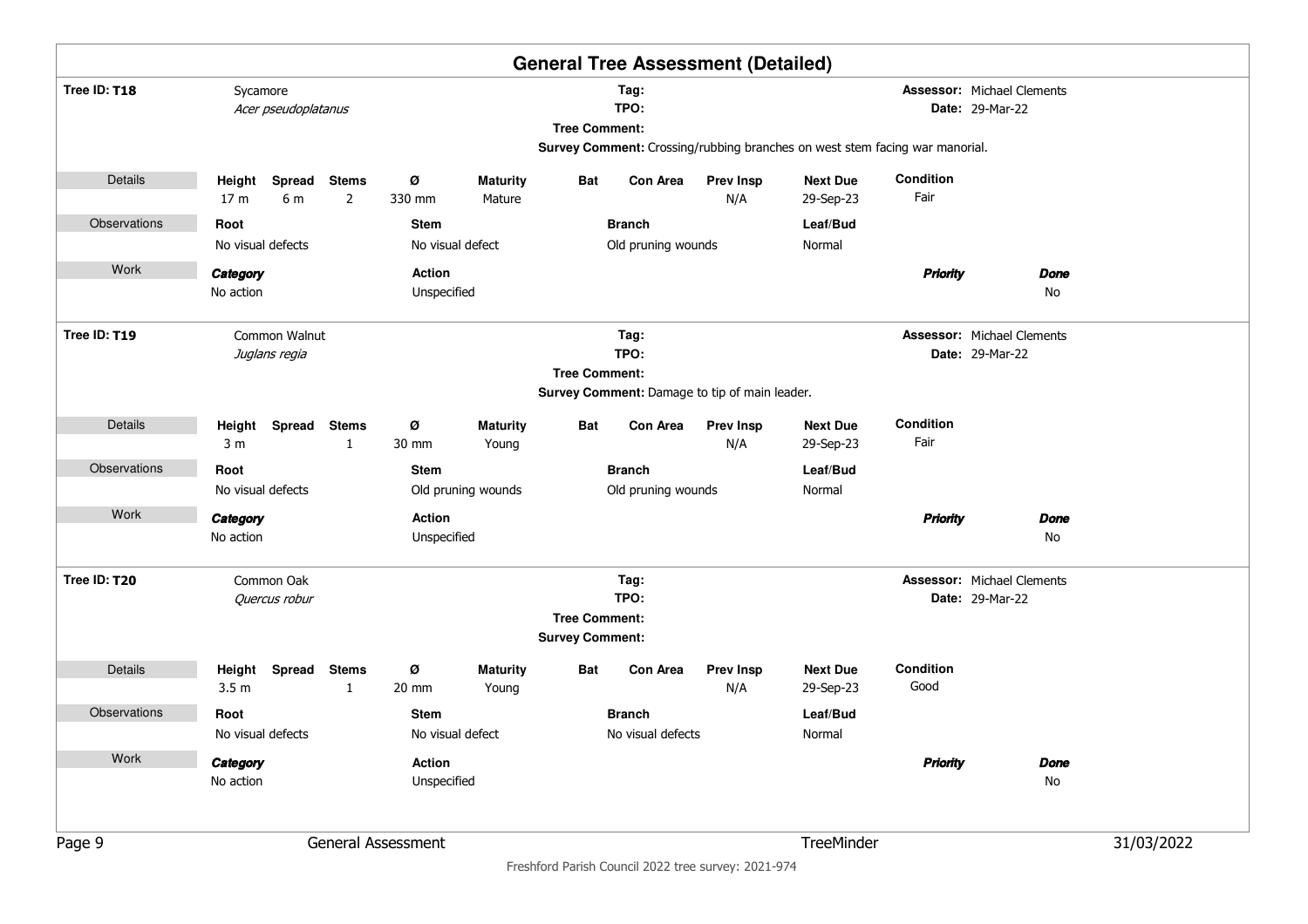# General Tree Assessment (Detailed)

**Tree ID: T18**

Sycamore
*Acer pseudoplatanus*

**Tag:**
**TPO:**
**Tree Comment:**
**Survey Comment:** Crossing/rubbing branches on west stem facing war manorial.

**Assessor:** Michael Clements
**Date:** 29-Mar-22

| | Height | Spread | Stems | Ø | Maturity | Bat | Con Area | Prev Insp | Next Due | Condition |
|---|---|---|---|---|---|---|---|---|---|---|
| Details | 17 m | 6 m | 2 | 330 mm | Mature | | | N/A | 29-Sep-23 | Fair |

| | Root | Stem | Branch | Leaf/Bud |
|---|---|---|---|---|
| Observations | No visual defects | No visual defect | Old pruning wounds | Normal |

| | *Category* | Action | *Priority* | *Done* |
|---|---|---|---|---|
| Work | No action | Unspecified | | No |

**Tree ID: T19**

Common Walnut
*Juglans regia*

**Tag:**
**TPO:**
**Tree Comment:**
**Survey Comment:** Damage to tip of main leader.

**Assessor:** Michael Clements
**Date:** 29-Mar-22

| | Height | Spread | Stems | Ø | Maturity | Bat | Con Area | Prev Insp | Next Due | Condition |
|---|---|---|---|---|---|---|---|---|---|---|
| Details | 3 m | | 1 | 30 mm | Young | | | N/A | 29-Sep-23 | Fair |

| | Root | Stem | Branch | Leaf/Bud |
|---|---|---|---|---|
| Observations | No visual defects | Old pruning wounds | Old pruning wounds | Normal |

| | *Category* | Action | *Priority* | *Done* |
|---|---|---|---|---|
| Work | No action | Unspecified | | No |

**Tree ID: T20**

Common Oak
*Quercus robur*

**Tag:**
**TPO:**
**Tree Comment:**
**Survey Comment:**

**Assessor:** Michael Clements
**Date:** 29-Mar-22

| | Height | Spread | Stems | Ø | Maturity | Bat | Con Area | Prev Insp | Next Due | Condition |
|---|---|---|---|---|---|---|---|---|---|---|
| Details | 3.5 m | | 1 | 20 mm | Young | | | N/A | 29-Sep-23 | Good |

| | Root | Stem | Branch | Leaf/Bud |
|---|---|---|---|---|
| Observations | No visual defects | No visual defect | No visual defects | Normal |

| | *Category* | Action | *Priority* | *Done* |
|---|---|---|---|---|
| Work | No action | Unspecified | | No |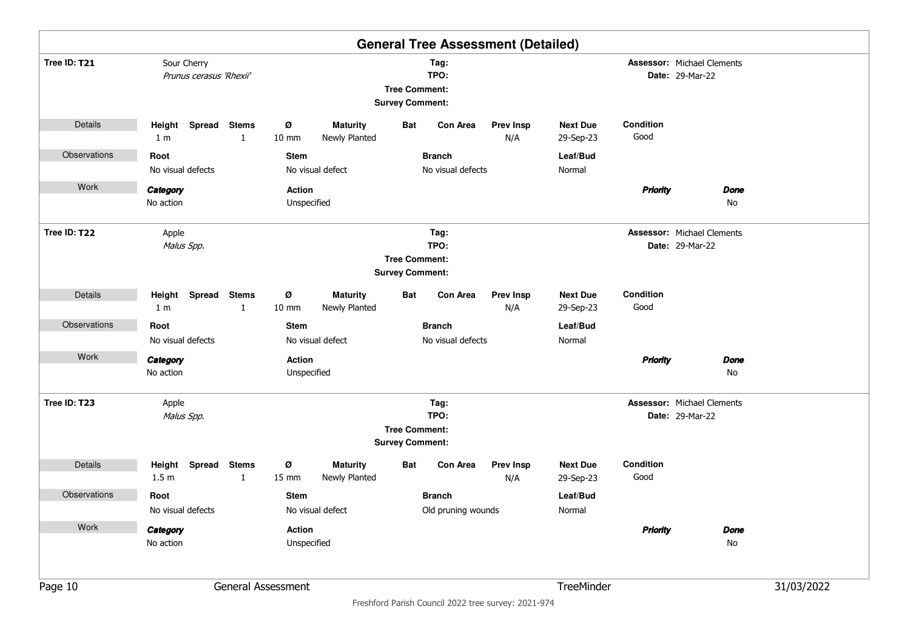# General Tree Assessment (Detailed)

**Tree ID: T21**

Sour Cherry
*Prunus cerasus 'Rhexii'*

**Tag:**
**TPO:**
**Tree Comment:**
**Survey Comment:**

**Assessor:** Michael Clements
**Date:** 29-Mar-22

| Details | Height | Spread | Stems | Ø | Maturity | Bat | Con Area | Prev Insp | Next Due | Condition |
|---|---|---|---|---|---|---|---|---|---|---|
| | 1 m | | 1 | 10 mm | Newly Planted | | | N/A | 29-Sep-23 | Good |

| Observations | Root | Stem | Branch | Leaf/Bud |
|---|---|---|---|---|
| | No visual defects | No visual defect | No visual defects | Normal |

| Work | *Category* | Action | *Priority* | *Done* |
|---|---|---|---|---|
| | No action | Unspecified | | No |

**Tree ID: T22**

Apple
*Malus Spp.*

**Tag:**
**TPO:**
**Tree Comment:**
**Survey Comment:**

**Assessor:** Michael Clements
**Date:** 29-Mar-22

| Details | Height | Spread | Stems | Ø | Maturity | Bat | Con Area | Prev Insp | Next Due | Condition |
|---|---|---|---|---|---|---|---|---|---|---|
| | 1 m | | 1 | 10 mm | Newly Planted | | | N/A | 29-Sep-23 | Good |

| Observations | Root | Stem | Branch | Leaf/Bud |
|---|---|---|---|---|
| | No visual defects | No visual defect | No visual defects | Normal |

| Work | *Category* | Action | *Priority* | *Done* |
|---|---|---|---|---|
| | No action | Unspecified | | No |

**Tree ID: T23**

Apple
*Malus Spp.*

**Tag:**
**TPO:**
**Tree Comment:**
**Survey Comment:**

**Assessor:** Michael Clements
**Date:** 29-Mar-22

| Details | Height | Spread | Stems | Ø | Maturity | Bat | Con Area | Prev Insp | Next Due | Condition |
|---|---|---|---|---|---|---|---|---|---|---|
| | 1.5 m | | 1 | 15 mm | Newly Planted | | | N/A | 29-Sep-23 | Good |

| Observations | Root | Stem | Branch | Leaf/Bud |
|---|---|---|---|---|
| | No visual defects | No visual defect | Old pruning wounds | Normal |

| Work | *Category* | Action | *Priority* | *Done* |
|---|---|---|---|---|
| | No action | Unspecified | | No |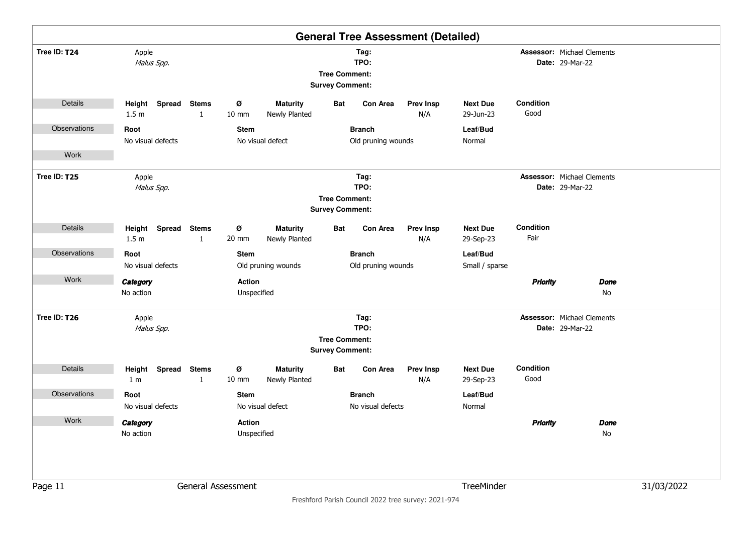# General Tree Assessment (Detailed)

**Tree ID: T24**

Apple
*Malus Spp.*

**Tag:**
**TPO:**
**Tree Comment:**
**Survey Comment:**

**Assessor:** Michael Clements
**Date:** 29-Mar-22

**Details**

| Height | Spread | Stems | Ø | Maturity | Bat | Con Area | Prev Insp | Next Due | Condition |
|---|---|---|---|---|---|---|---|---|---|
| 1.5 m | | 1 | 10 mm | Newly Planted | | | N/A | 29-Jun-23 | Good |

**Observations**

| Root | Stem | Branch | Leaf/Bud |
|---|---|---|---|
| No visual defects | No visual defect | Old pruning wounds | Normal |

**Work**

---

**Tree ID: T25**

Apple
*Malus Spp.*

**Tag:**
**TPO:**
**Tree Comment:**
**Survey Comment:**

**Assessor:** Michael Clements
**Date:** 29-Mar-22

**Details**

| Height | Spread | Stems | Ø | Maturity | Bat | Con Area | Prev Insp | Next Due | Condition |
|---|---|---|---|---|---|---|---|---|---|
| 1.5 m | | 1 | 20 mm | Newly Planted | | | N/A | 29-Sep-23 | Fair |

**Observations**

| Root | Stem | Branch | Leaf/Bud |
|---|---|---|---|
| No visual defects | Old pruning wounds | Old pruning wounds | Small / sparse |

**Work**

| Category | Action | Priority | Done |
|---|---|---|---|
| No action | Unspecified | | No |

---

**Tree ID: T26**

Apple
*Malus Spp.*

**Tag:**
**TPO:**
**Tree Comment:**
**Survey Comment:**

**Assessor:** Michael Clements
**Date:** 29-Mar-22

**Details**

| Height | Spread | Stems | Ø | Maturity | Bat | Con Area | Prev Insp | Next Due | Condition |
|---|---|---|---|---|---|---|---|---|---|
| 1 m | | 1 | 10 mm | Newly Planted | | | N/A | 29-Sep-23 | Good |

**Observations**

| Root | Stem | Branch | Leaf/Bud |
|---|---|---|---|
| No visual defects | No visual defect | No visual defects | Normal |

**Work**

| Category | Action | Priority | Done |
|---|---|---|---|
| No action | Unspecified | | No |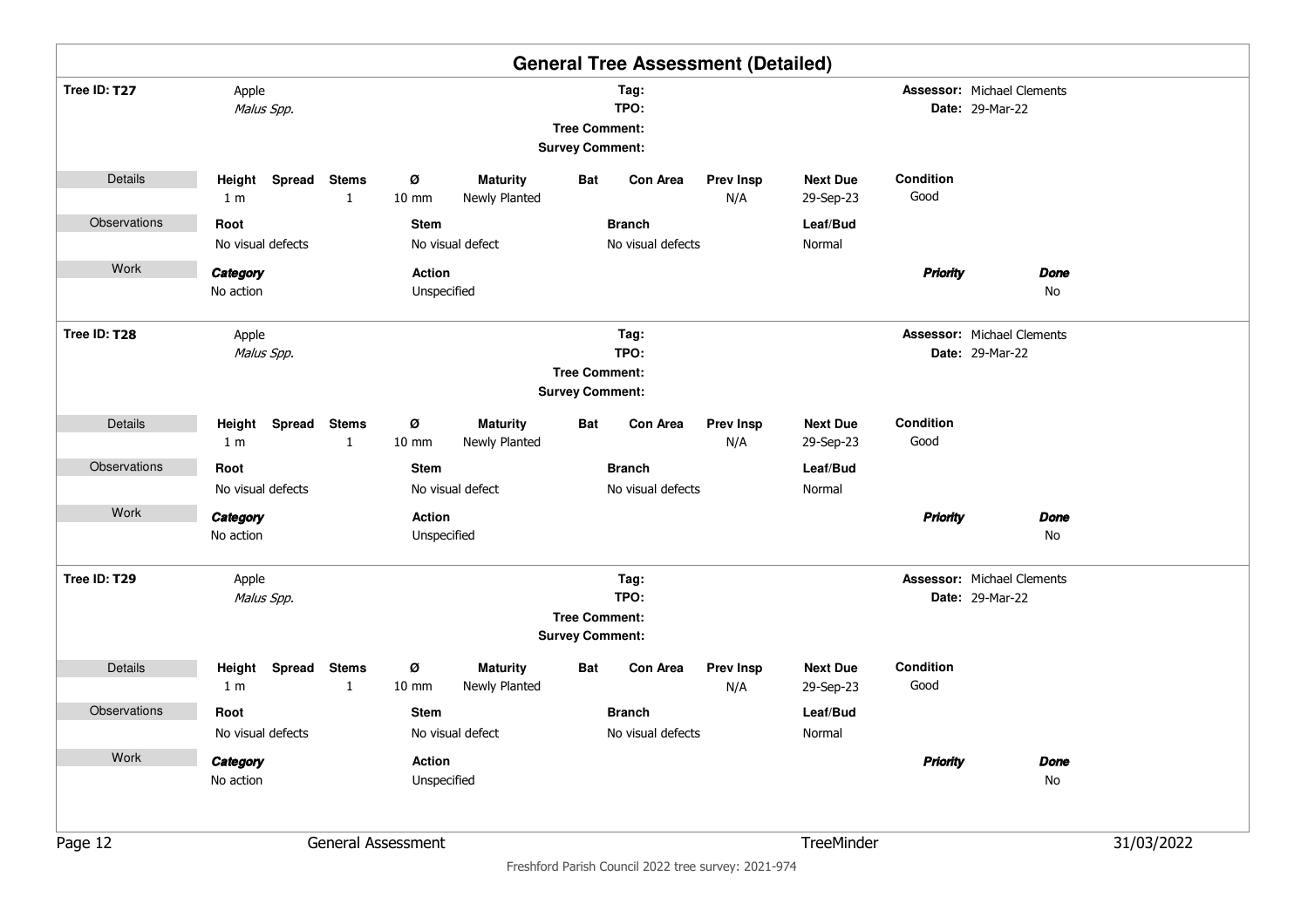## General Tree Assessment (Detailed)

**Tree ID: T27**

Apple
*Malus Spp.*

**Tag:**
**TPO:**
**Tree Comment:**
**Survey Comment:**

**Assessor:** Michael Clements
**Date:** 29-Mar-22

**Details**

| Height | Spread | Stems | Ø | Maturity | Bat | Con Area | Prev Insp | Next Due | Condition |
|---|---|---|---|---|---|---|---|---|---|
| 1 m | | 1 | 10 mm | Newly Planted | | | N/A | 29-Sep-23 | Good |

**Observations**

| Root | Stem | Branch | Leaf/Bud |
|---|---|---|---|
| No visual defects | No visual defect | No visual defects | Normal |

**Work**

| *Category* | Action | *Priority* | *Done* |
|---|---|---|---|
| No action | Unspecified | | No |

---

**Tree ID: T28**

Apple
*Malus Spp.*

**Tag:**
**TPO:**
**Tree Comment:**
**Survey Comment:**

**Assessor:** Michael Clements
**Date:** 29-Mar-22

**Details**

| Height | Spread | Stems | Ø | Maturity | Bat | Con Area | Prev Insp | Next Due | Condition |
|---|---|---|---|---|---|---|---|---|---|
| 1 m | | 1 | 10 mm | Newly Planted | | | N/A | 29-Sep-23 | Good |

**Observations**

| Root | Stem | Branch | Leaf/Bud |
|---|---|---|---|
| No visual defects | No visual defect | No visual defects | Normal |

**Work**

| *Category* | Action | *Priority* | *Done* |
|---|---|---|---|
| No action | Unspecified | | No |

---

**Tree ID: T29**

Apple
*Malus Spp.*

**Tag:**
**TPO:**
**Tree Comment:**
**Survey Comment:**

**Assessor:** Michael Clements
**Date:** 29-Mar-22

**Details**

| Height | Spread | Stems | Ø | Maturity | Bat | Con Area | Prev Insp | Next Due | Condition |
|---|---|---|---|---|---|---|---|---|---|
| 1 m | | 1 | 10 mm | Newly Planted | | | N/A | 29-Sep-23 | Good |

**Observations**

| Root | Stem | Branch | Leaf/Bud |
|---|---|---|---|
| No visual defects | No visual defect | No visual defects | Normal |

**Work**

| *Category* | Action | *Priority* | *Done* |
|---|---|---|---|
| No action | Unspecified | | No |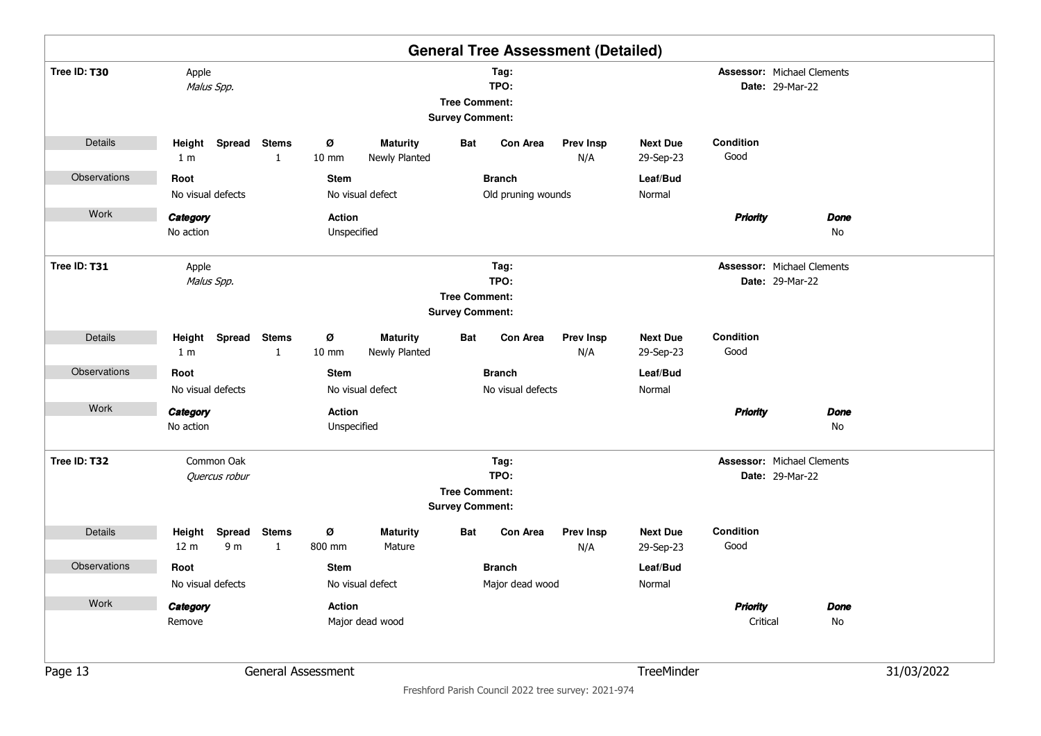# General Tree Assessment (Detailed)

**Tree ID: T30** — Apple *Malus Spp.*

**Tag:**
**TPO:**
**Tree Comment:**
**Survey Comment:**

**Assessor:** Michael Clements
**Date:** 29-Mar-22

**Details**

| Height | Spread | Stems | Ø | Maturity | Bat | Con Area | Prev Insp | Next Due | Condition |
|---|---|---|---|---|---|---|---|---|---|
| 1 m | | 1 | 10 mm | Newly Planted | | | N/A | 29-Sep-23 | Good |

**Observations**

| Root | Stem | Branch | Leaf/Bud |
|---|---|---|---|
| No visual defects | No visual defect | Old pruning wounds | Normal |

**Work**

| *Category* | Action | *Priority* | *Done* |
|---|---|---|---|
| No action | Unspecified | | No |

**Tree ID: T31** — Apple *Malus Spp.*

**Tag:**
**TPO:**
**Tree Comment:**
**Survey Comment:**

**Assessor:** Michael Clements
**Date:** 29-Mar-22

**Details**

| Height | Spread | Stems | Ø | Maturity | Bat | Con Area | Prev Insp | Next Due | Condition |
|---|---|---|---|---|---|---|---|---|---|
| 1 m | | 1 | 10 mm | Newly Planted | | | N/A | 29-Sep-23 | Good |

**Observations**

| Root | Stem | Branch | Leaf/Bud |
|---|---|---|---|
| No visual defects | No visual defect | No visual defects | Normal |

**Work**

| *Category* | Action | *Priority* | *Done* |
|---|---|---|---|
| No action | Unspecified | | No |

**Tree ID: T32** — Common Oak *Quercus robur*

**Tag:**
**TPO:**
**Tree Comment:**
**Survey Comment:**

**Assessor:** Michael Clements
**Date:** 29-Mar-22

**Details**

| Height | Spread | Stems | Ø | Maturity | Bat | Con Area | Prev Insp | Next Due | Condition |
|---|---|---|---|---|---|---|---|---|---|
| 12 m | 9 m | 1 | 800 mm | Mature | | | N/A | 29-Sep-23 | Good |

**Observations**

| Root | Stem | Branch | Leaf/Bud |
|---|---|---|---|
| No visual defects | No visual defect | Major dead wood | Normal |

**Work**

| *Category* | Action | *Priority* | *Done* |
|---|---|---|---|
| Remove | Major dead wood | Critical | No |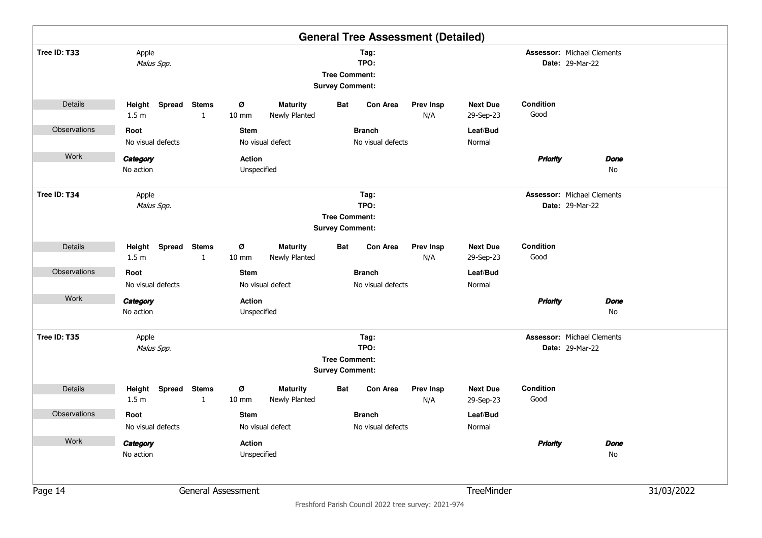# General Tree Assessment (Detailed)

**Tree ID: T33** Apple *Malus Spp.*

**Tag:**
**TPO:**
**Tree Comment:**
**Survey Comment:**

**Assessor:** Michael Clements
**Date:** 29-Mar-22

| Details | Height | Spread | Stems | Ø | Maturity | Bat | Con Area | Prev Insp | Next Due | Condition |
|---|---|---|---|---|---|---|---|---|---|---|
| | 1.5 m | | 1 | 10 mm | Newly Planted | | | N/A | 29-Sep-23 | Good |

| Observations | Root | Stem | Branch | Leaf/Bud |
|---|---|---|---|---|
| | No visual defects | No visual defect | No visual defects | Normal |

| Work | *Category* | Action | *Priority* | *Done* |
|---|---|---|---|---|
| | No action | Unspecified | | No |

**Tree ID: T34** Apple *Malus Spp.*

**Tag:**
**TPO:**
**Tree Comment:**
**Survey Comment:**

**Assessor:** Michael Clements
**Date:** 29-Mar-22

| Details | Height | Spread | Stems | Ø | Maturity | Bat | Con Area | Prev Insp | Next Due | Condition |
|---|---|---|---|---|---|---|---|---|---|---|
| | 1.5 m | | 1 | 10 mm | Newly Planted | | | N/A | 29-Sep-23 | Good |

| Observations | Root | Stem | Branch | Leaf/Bud |
|---|---|---|---|---|
| | No visual defects | No visual defect | No visual defects | Normal |

| Work | *Category* | Action | *Priority* | *Done* |
|---|---|---|---|---|
| | No action | Unspecified | | No |

**Tree ID: T35** Apple *Malus Spp.*

**Tag:**
**TPO:**
**Tree Comment:**
**Survey Comment:**

**Assessor:** Michael Clements
**Date:** 29-Mar-22

| Details | Height | Spread | Stems | Ø | Maturity | Bat | Con Area | Prev Insp | Next Due | Condition |
|---|---|---|---|---|---|---|---|---|---|---|
| | 1.5 m | | 1 | 10 mm | Newly Planted | | | N/A | 29-Sep-23 | Good |

| Observations | Root | Stem | Branch | Leaf/Bud |
|---|---|---|---|---|
| | No visual defects | No visual defect | No visual defects | Normal |

| Work | *Category* | Action | *Priority* | *Done* |
|---|---|---|---|---|
| | No action | Unspecified | | No |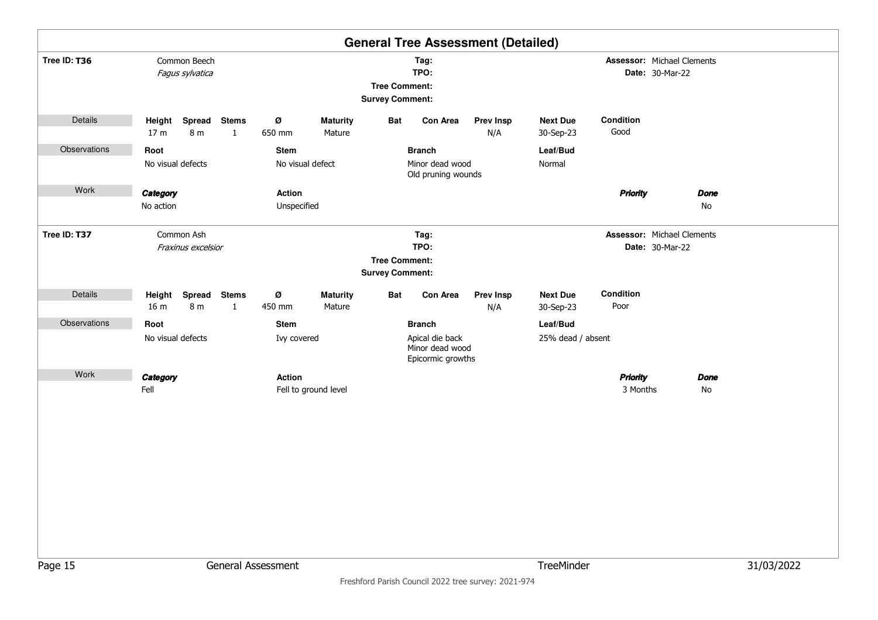# General Tree Assessment (Detailed)

**Tree ID: T36**

Common Beech
*Fagus sylvatica*

**Tag:**
**TPO:**
**Tree Comment:**
**Survey Comment:**

**Assessor:** Michael Clements
**Date:** 30-Mar-22

**Details**

| Height | Spread | Stems | Ø | Maturity | Bat | Con Area | Prev Insp | Next Due | Condition |
|---|---|---|---|---|---|---|---|---|---|
| 17 m | 8 m | 1 | 650 mm | Mature | | | N/A | 30-Sep-23 | Good |

**Observations**

| Root | Stem | Branch | Leaf/Bud |
|---|---|---|---|
| No visual defects | No visual defect | Minor dead wood<br>Old pruning wounds | Normal |

**Work**

| *Category* | Action | *Priority* | *Done* |
|---|---|---|---|
| No action | Unspecified | | No |

---

**Tree ID: T37**

Common Ash
*Fraxinus excelsior*

**Tag:**
**TPO:**
**Tree Comment:**
**Survey Comment:**

**Assessor:** Michael Clements
**Date:** 30-Mar-22

**Details**

| Height | Spread | Stems | Ø | Maturity | Bat | Con Area | Prev Insp | Next Due | Condition |
|---|---|---|---|---|---|---|---|---|---|
| 16 m | 8 m | 1 | 450 mm | Mature | | | N/A | 30-Sep-23 | Poor |

**Observations**

| Root | Stem | Branch | Leaf/Bud |
|---|---|---|---|
| No visual defects | Ivy covered | Apical die back<br>Minor dead wood<br>Epicormic growths | 25% dead / absent |

**Work**

| *Category* | Action | *Priority* | *Done* |
|---|---|---|---|
| Fell | Fell to ground level | 3 Months | No |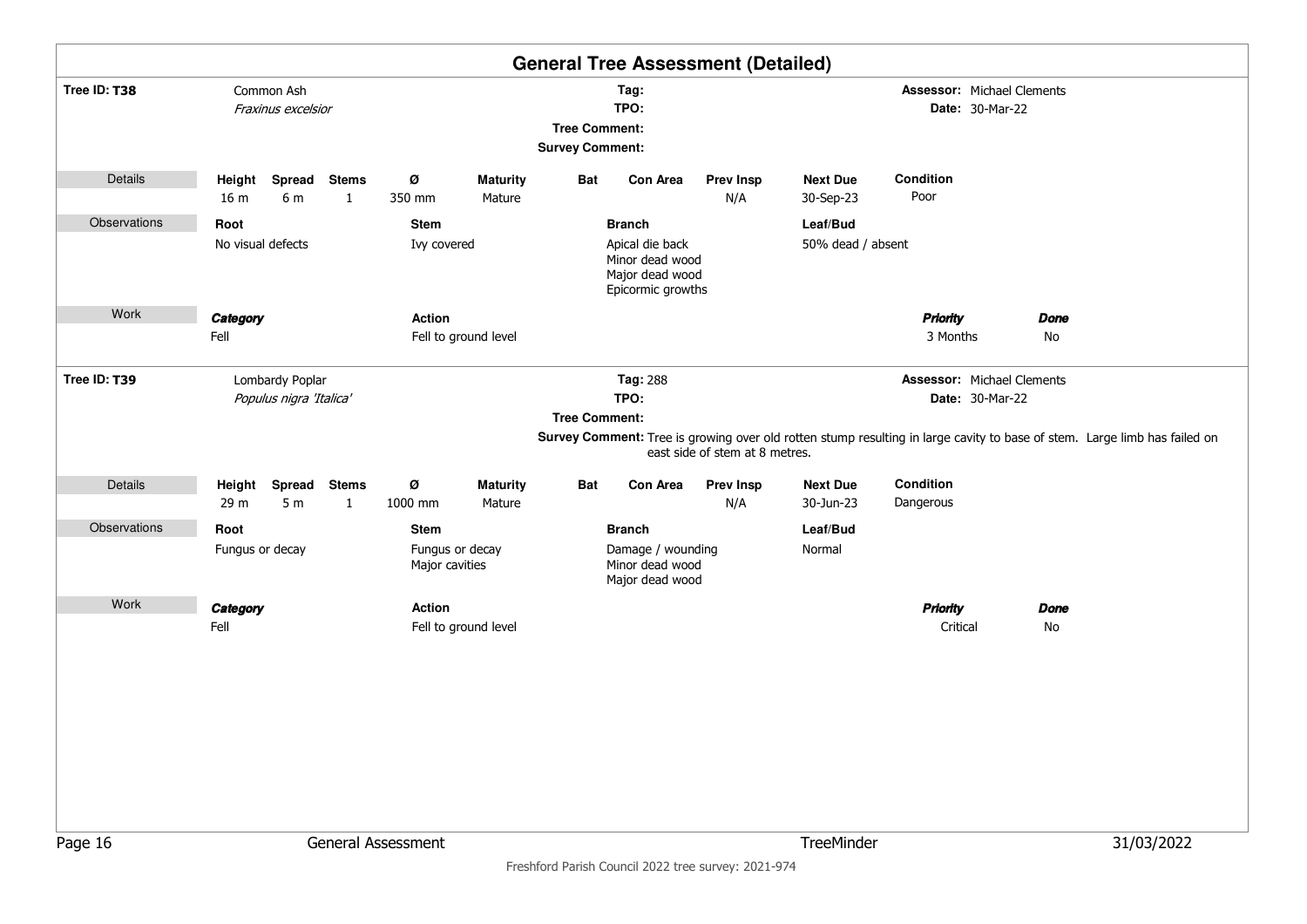## General Tree Assessment (Detailed)

**Tree ID: T38**

Common Ash
*Fraxinus excelsior*

**Tag:**
**TPO:**
**Tree Comment:**
**Survey Comment:**

**Assessor:** Michael Clements
**Date:** 30-Mar-22

**Details**

| Height | Spread | Stems | Ø | Maturity | Bat | Con Area | Prev Insp | Next Due | Condition |
|---|---|---|---|---|---|---|---|---|---|
| 16 m | 6 m | 1 | 350 mm | Mature | | | N/A | 30-Sep-23 | Poor |

**Observations**

| Root | Stem | Branch | Leaf/Bud |
|---|---|---|---|
| No visual defects | Ivy covered | Apical die back<br>Minor dead wood<br>Major dead wood<br>Epicormic growths | 50% dead / absent |

**Work**

| Category | Action | Priority | Done |
|---|---|---|---|
| Fell | Fell to ground level | 3 Months | No |

---

**Tree ID: T39**

Lombardy Poplar
*Populus nigra 'Italica'*

**Tag:** 288
**TPO:**
**Tree Comment:**
**Survey Comment:** Tree is growing over old rotten stump resulting in large cavity to base of stem. Large limb has failed on east side of stem at 8 metres.

**Assessor:** Michael Clements
**Date:** 30-Mar-22

**Details**

| Height | Spread | Stems | Ø | Maturity | Bat | Con Area | Prev Insp | Next Due | Condition |
|---|---|---|---|---|---|---|---|---|---|
| 29 m | 5 m | 1 | 1000 mm | Mature | | | N/A | 30-Jun-23 | Dangerous |

**Observations**

| Root | Stem | Branch | Leaf/Bud |
|---|---|---|---|
| Fungus or decay | Fungus or decay<br>Major cavities | Damage / wounding<br>Minor dead wood<br>Major dead wood | Normal |

**Work**

| Category | Action | Priority | Done |
|---|---|---|---|
| Fell | Fell to ground level | Critical | No |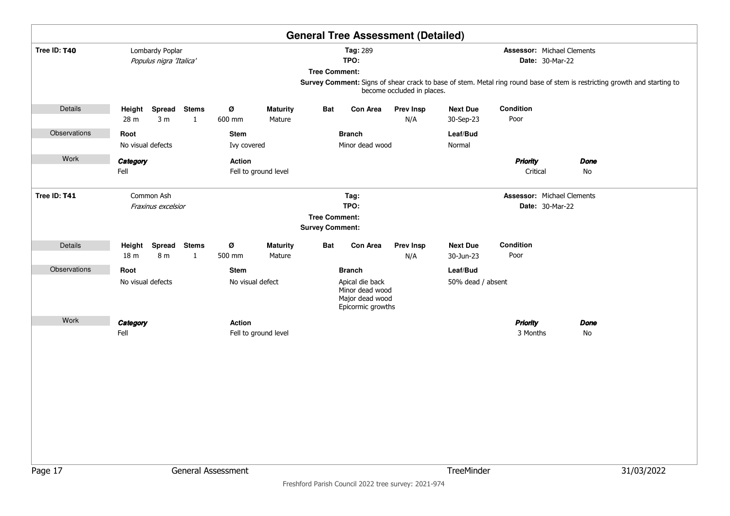# General Tree Assessment (Detailed)

**Tree ID: T40**

Lombardy Poplar
*Populus nigra 'Italica'*

**Tag:** 289
**TPO:**
**Tree Comment:**
**Survey Comment:** Signs of shear crack to base of stem. Metal ring round base of stem is restricting growth and starting to become occluded in places.

**Assessor:** Michael Clements
**Date:** 30-Mar-22

**Details**

| Height | Spread | Stems | Ø | Maturity | Bat | Con Area | Prev Insp | Next Due | Condition |
|---|---|---|---|---|---|---|---|---|---|
| 28 m | 3 m | 1 | 600 mm | Mature | | | N/A | 30-Sep-23 | Poor |

**Observations**

| Root | Stem | Branch | Leaf/Bud |
|---|---|---|---|
| No visual defects | Ivy covered | Minor dead wood | Normal |

**Work**

| *Category* | Action | *Priority* | *Done* |
|---|---|---|---|
| Fell | Fell to ground level | Critical | No |

---

**Tree ID: T41**

Common Ash
*Fraxinus excelsior*

**Tag:**
**TPO:**
**Tree Comment:**
**Survey Comment:**

**Assessor:** Michael Clements
**Date:** 30-Mar-22

**Details**

| Height | Spread | Stems | Ø | Maturity | Bat | Con Area | Prev Insp | Next Due | Condition |
|---|---|---|---|---|---|---|---|---|---|
| 18 m | 8 m | 1 | 500 mm | Mature | | | N/A | 30-Jun-23 | Poor |

**Observations**

| Root | Stem | Branch | Leaf/Bud |
|---|---|---|---|
| No visual defects | No visual defect | Apical die back<br>Minor dead wood<br>Major dead wood<br>Epicormic growths | 50% dead / absent |

**Work**

| *Category* | Action | *Priority* | *Done* |
|---|---|---|---|
| Fell | Fell to ground level | 3 Months | No |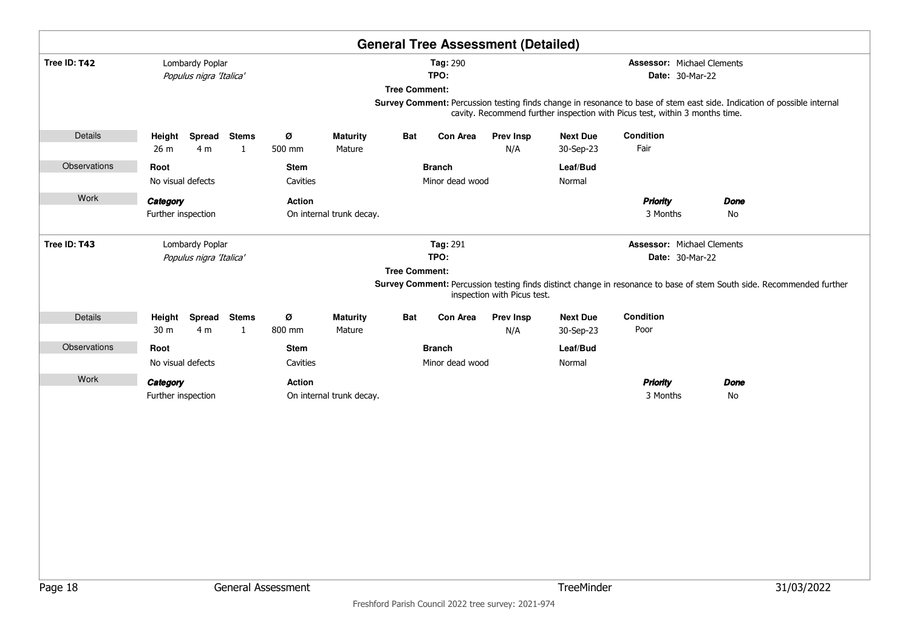# General Tree Assessment (Detailed)

**Tree ID: T42** — Lombardy Poplar *Populus nigra 'Italica'*

**Tag:** 290
**TPO:**
**Tree Comment:**
**Survey Comment:** Percussion testing finds change in resonance to base of stem east side. Indication of possible internal cavity. Recommend further inspection with Picus test, within 3 months time.

**Assessor:** Michael Clements
**Date:** 30-Mar-22

**Details**

| Height | Spread | Stems | Ø | Maturity | Bat | Con Area | Prev Insp | Next Due | Condition |
|---|---|---|---|---|---|---|---|---|---|
| 26 m | 4 m | 1 | 500 mm | Mature | | | N/A | 30-Sep-23 | Fair |

**Observations**

| Root | Stem | Branch | Leaf/Bud |
|---|---|---|---|
| No visual defects | Cavities | Minor dead wood | Normal |

**Work**

| Category | Action | Priority | Done |
|---|---|---|---|
| Further inspection | On internal trunk decay. | 3 Months | No |

---

**Tree ID: T43** — Lombardy Poplar *Populus nigra 'Italica'*

**Tag:** 291
**TPO:**
**Tree Comment:**
**Survey Comment:** Percussion testing finds distinct change in resonance to base of stem South side. Recommended further inspection with Picus test.

**Assessor:** Michael Clements
**Date:** 30-Mar-22

**Details**

| Height | Spread | Stems | Ø | Maturity | Bat | Con Area | Prev Insp | Next Due | Condition |
|---|---|---|---|---|---|---|---|---|---|
| 30 m | 4 m | 1 | 800 mm | Mature | | | N/A | 30-Sep-23 | Poor |

**Observations**

| Root | Stem | Branch | Leaf/Bud |
|---|---|---|---|
| No visual defects | Cavities | Minor dead wood | Normal |

**Work**

| Category | Action | Priority | Done |
|---|---|---|---|
| Further inspection | On internal trunk decay. | 3 Months | No |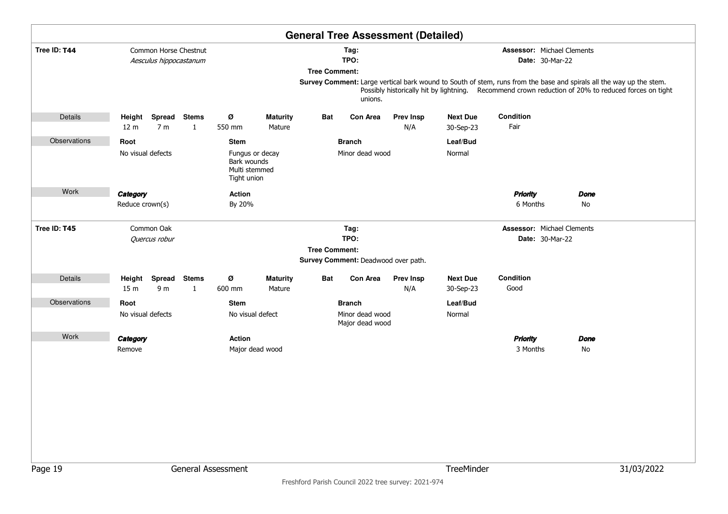# General Tree Assessment (Detailed)

**Tree ID: T44** — Common Horse Chestnut, *Aesculus hippocastanum*

**Tag:**
**TPO:**
**Assessor:** Michael Clements
**Date:** 30-Mar-22

**Tree Comment:**

**Survey Comment:** Large vertical bark wound to South of stem, runs from the base and spirals all the way up the stem. Possibly historically hit by lightning. Recommend crown reduction of 20% to reduced forces on tight unions.

| Details | Height | Spread | Stems | Ø | Maturity | Bat | Con Area | Prev Insp | Next Due | Condition |
|---|---|---|---|---|---|---|---|---|---|---|
| | 12 m | 7 m | 1 | 550 mm | Mature | | | N/A | 30-Sep-23 | Fair |

| Observations | Root | Stem | Branch | Leaf/Bud |
|---|---|---|---|---|
| | No visual defects | Fungus or decay<br>Bark wounds<br>Multi stemmed<br>Tight union | Minor dead wood | Normal |

| Work | Category | Action | Priority | Done |
|---|---|---|---|---|
| | Reduce crown(s) | By 20% | 6 Months | No |

**Tree ID: T45** — Common Oak, *Quercus robur*

**Tag:**
**TPO:**
**Assessor:** Michael Clements
**Date:** 30-Mar-22

**Tree Comment:**

**Survey Comment:** Deadwood over path.

| Details | Height | Spread | Stems | Ø | Maturity | Bat | Con Area | Prev Insp | Next Due | Condition |
|---|---|---|---|---|---|---|---|---|---|---|
| | 15 m | 9 m | 1 | 600 mm | Mature | | | N/A | 30-Sep-23 | Good |

| Observations | Root | Stem | Branch | Leaf/Bud |
|---|---|---|---|---|
| | No visual defects | No visual defect | Minor dead wood<br>Major dead wood | Normal |

| Work | Category | Action | Priority | Done |
|---|---|---|---|---|
| | Remove | Major dead wood | 3 Months | No |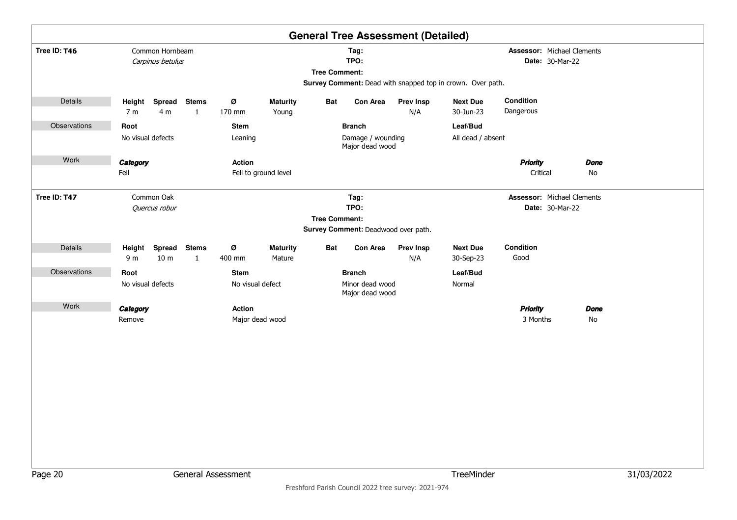# General Tree Assessment (Detailed)

**Tree ID: T46** — Common Hornbeam, *Carpinus betulus*

**Tag:**
**TPO:**
**Tree Comment:**
**Survey Comment:** Dead with snapped top in crown. Over path.

**Assessor:** Michael Clements
**Date:** 30-Mar-22

**Details**

| Height | Spread | Stems | Ø | Maturity | Bat | Con Area | Prev Insp | Next Due | Condition |
|---|---|---|---|---|---|---|---|---|---|
| 7 m | 4 m | 1 | 170 mm | Young | | | N/A | 30-Jun-23 | Dangerous |

**Observations**

| Root | Stem | Branch | Leaf/Bud |
|---|---|---|---|
| No visual defects | Leaning | Damage / wounding<br>Major dead wood | All dead / absent |

**Work**

| Category | Action | Priority | Done |
|---|---|---|---|
| Fell | Fell to ground level | Critical | No |

---

**Tree ID: T47** — Common Oak, *Quercus robur*

**Tag:**
**TPO:**
**Tree Comment:**
**Survey Comment:** Deadwood over path.

**Assessor:** Michael Clements
**Date:** 30-Mar-22

**Details**

| Height | Spread | Stems | Ø | Maturity | Bat | Con Area | Prev Insp | Next Due | Condition |
|---|---|---|---|---|---|---|---|---|---|
| 9 m | 10 m | 1 | 400 mm | Mature | | | N/A | 30-Sep-23 | Good |

**Observations**

| Root | Stem | Branch | Leaf/Bud |
|---|---|---|---|
| No visual defects | No visual defect | Minor dead wood<br>Major dead wood | Normal |

**Work**

| Category | Action | Priority | Done |
|---|---|---|---|
| Remove | Major dead wood | 3 Months | No |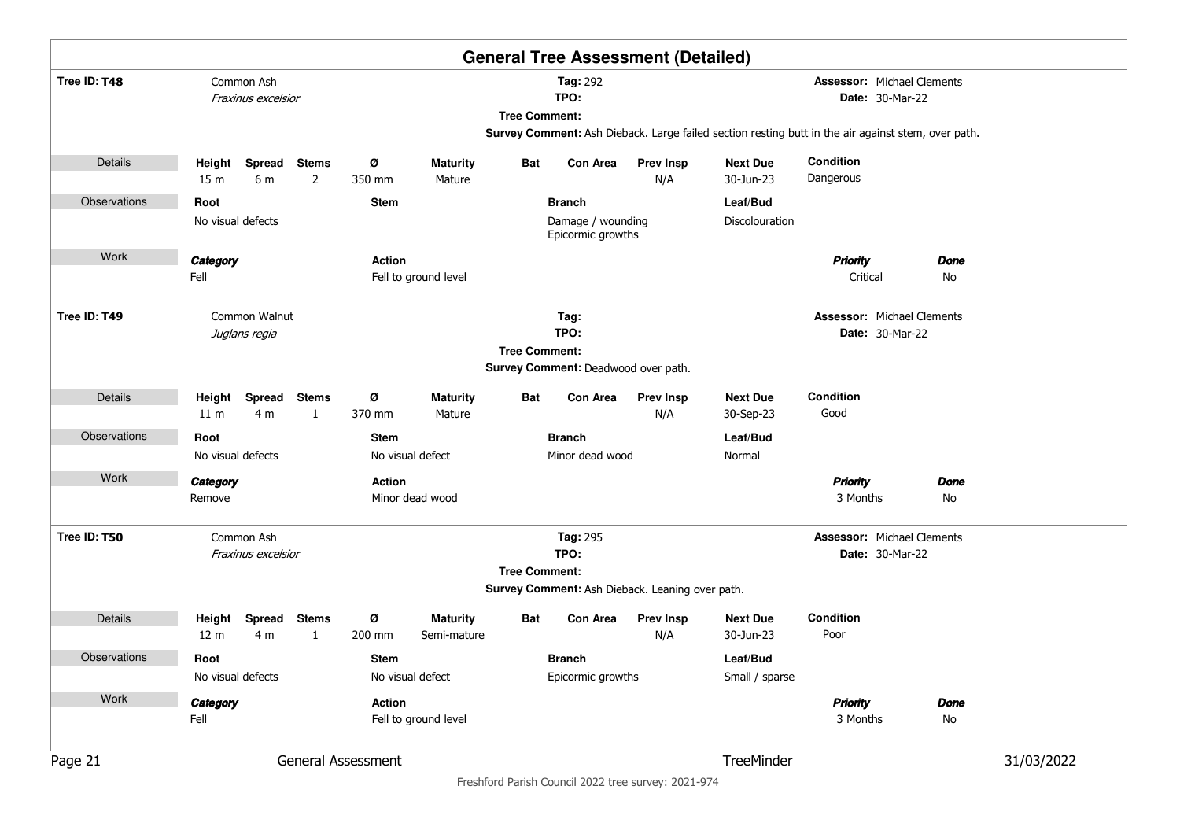# General Tree Assessment (Detailed)

**Tree ID: T48** Common Ash *Fraxinus excelsior*

**Tag:** 292
**TPO:**
**Tree Comment:**
**Survey Comment:** Ash Dieback. Large failed section resting butt in the air against stem, over path.

**Assessor:** Michael Clements
**Date:** 30-Mar-22

| Details | Height | Spread | Stems | Ø | Maturity | Bat | Con Area | Prev Insp | Next Due | Condition |
|---|---|---|---|---|---|---|---|---|---|---|
| | 15 m | 6 m | 2 | 350 mm | Mature | | | N/A | 30-Jun-23 | Dangerous |

| Observations | Root | Stem | Branch | Leaf/Bud |
|---|---|---|---|---|
| | No visual defects | | Damage / wounding<br>Epicormic growths | Discolouration |

| Work | Category | Action | Priority | Done |
|---|---|---|---|---|
| | Fell | Fell to ground level | Critical | No |

**Tree ID: T49** Common Walnut *Juglans regia*

**Tag:**
**TPO:**
**Tree Comment:**
**Survey Comment:** Deadwood over path.

**Assessor:** Michael Clements
**Date:** 30-Mar-22

| Details | Height | Spread | Stems | Ø | Maturity | Bat | Con Area | Prev Insp | Next Due | Condition |
|---|---|---|---|---|---|---|---|---|---|---|
| | 11 m | 4 m | 1 | 370 mm | Mature | | | N/A | 30-Sep-23 | Good |

| Observations | Root | Stem | Branch | Leaf/Bud |
|---|---|---|---|---|
| | No visual defects | No visual defect | Minor dead wood | Normal |

| Work | Category | Action | Priority | Done |
|---|---|---|---|---|
| | Remove | Minor dead wood | 3 Months | No |

**Tree ID: T50** Common Ash *Fraxinus excelsior*

**Tag:** 295
**TPO:**
**Tree Comment:**
**Survey Comment:** Ash Dieback. Leaning over path.

**Assessor:** Michael Clements
**Date:** 30-Mar-22

| Details | Height | Spread | Stems | Ø | Maturity | Bat | Con Area | Prev Insp | Next Due | Condition |
|---|---|---|---|---|---|---|---|---|---|---|
| | 12 m | 4 m | 1 | 200 mm | Semi-mature | | | N/A | 30-Jun-23 | Poor |

| Observations | Root | Stem | Branch | Leaf/Bud |
|---|---|---|---|---|
| | No visual defects | No visual defect | Epicormic growths | Small / sparse |

| Work | Category | Action | Priority | Done |
|---|---|---|---|---|
| | Fell | Fell to ground level | 3 Months | No |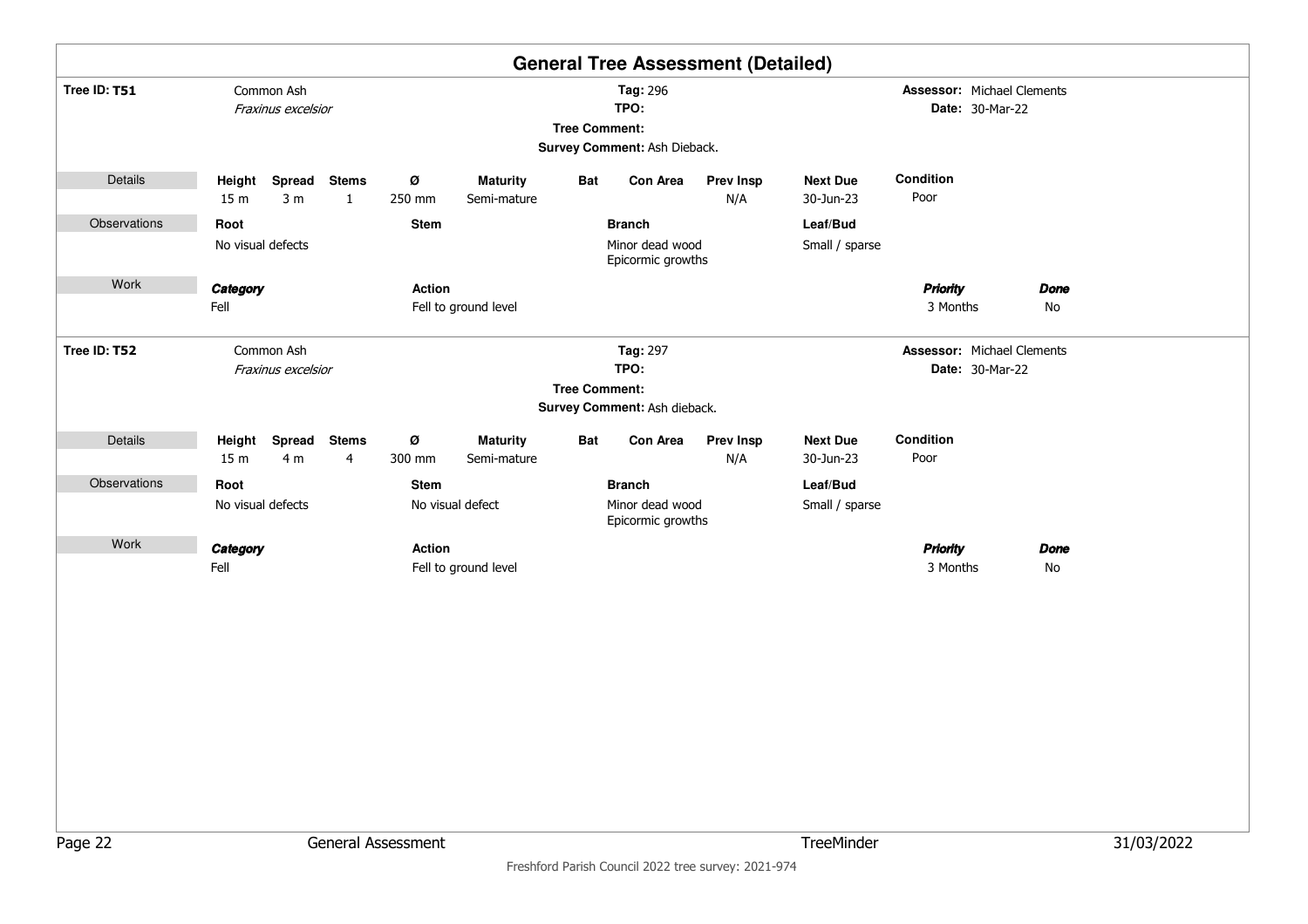# General Tree Assessment (Detailed)

**Tree ID: T51** Common Ash *Fraxinus excelsior*

**Tag:** 296
**TPO:**
**Tree Comment:**
**Survey Comment:** Ash Dieback.

**Assessor:** Michael Clements
**Date:** 30-Mar-22

**Details**

| Height | Spread | Stems | Ø | Maturity | Bat | Con Area | Prev Insp | Next Due | Condition |
|---|---|---|---|---|---|---|---|---|---|
| 15 m | 3 m | 1 | 250 mm | Semi-mature | | | N/A | 30-Jun-23 | Poor |

**Observations**

| Root | Stem | Branch | Leaf/Bud |
|---|---|---|---|
| No visual defects | | Minor dead wood<br>Epicormic growths | Small / sparse |

**Work**

| *Category* | Action | *Priority* | *Done* |
|---|---|---|---|
| Fell | Fell to ground level | 3 Months | No |

---

**Tree ID: T52** Common Ash *Fraxinus excelsior*

**Tag:** 297
**TPO:**
**Tree Comment:**
**Survey Comment:** Ash dieback.

**Assessor:** Michael Clements
**Date:** 30-Mar-22

**Details**

| Height | Spread | Stems | Ø | Maturity | Bat | Con Area | Prev Insp | Next Due | Condition |
|---|---|---|---|---|---|---|---|---|---|
| 15 m | 4 m | 4 | 300 mm | Semi-mature | | | N/A | 30-Jun-23 | Poor |

**Observations**

| Root | Stem | Branch | Leaf/Bud |
|---|---|---|---|
| No visual defects | No visual defect | Minor dead wood<br>Epicormic growths | Small / sparse |

**Work**

| *Category* | Action | *Priority* | *Done* |
|---|---|---|---|
| Fell | Fell to ground level | 3 Months | No |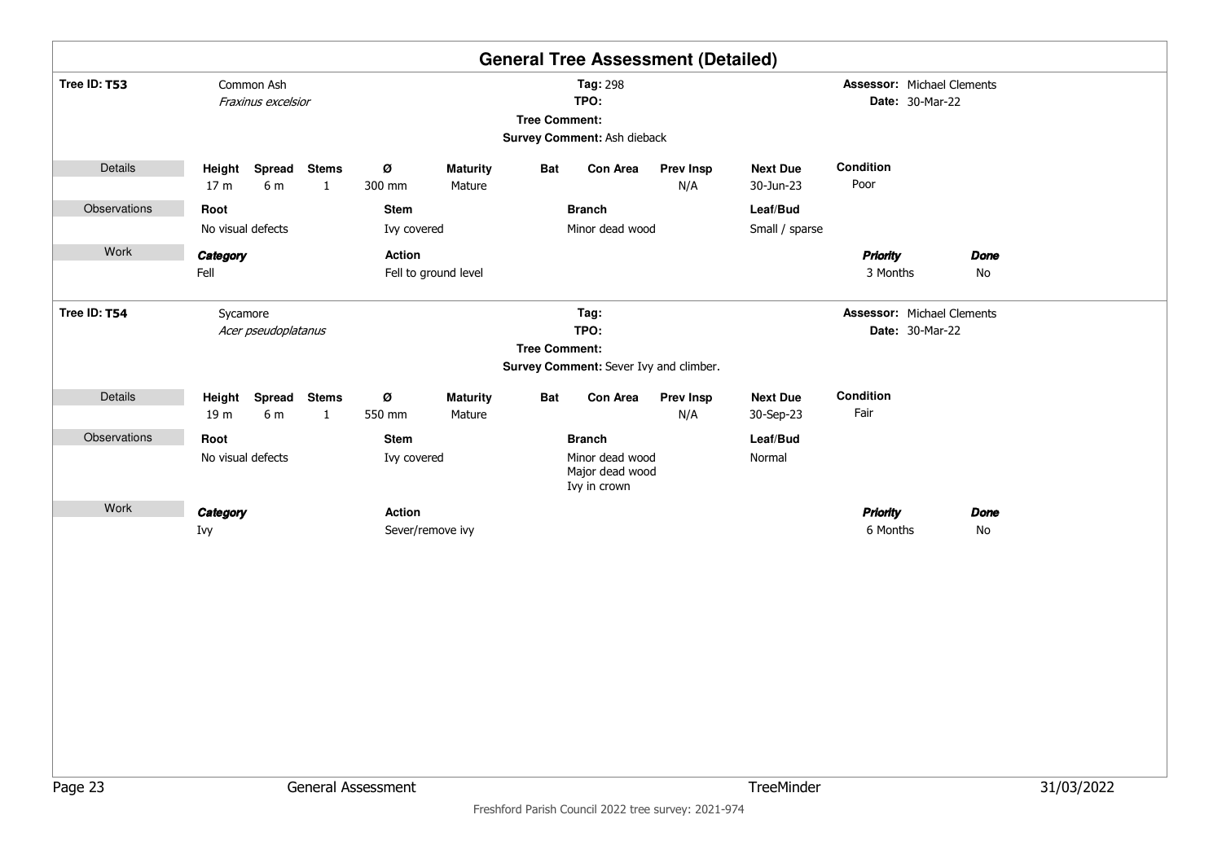# General Tree Assessment (Detailed)

**Tree ID: T53** — Common Ash *Fraxinus excelsior*

**Tag:** 298
**TPO:**
**Tree Comment:**
**Survey Comment:** Ash dieback

**Assessor:** Michael Clements
**Date:** 30-Mar-22

**Details**

| Height | Spread | Stems | Ø | Maturity | Bat | Con Area | Prev Insp | Next Due | Condition |
|---|---|---|---|---|---|---|---|---|---|
| 17 m | 6 m | 1 | 300 mm | Mature | | | N/A | 30-Jun-23 | Poor |

**Observations**

| Root | Stem | Branch | Leaf/Bud |
|---|---|---|---|
| No visual defects | Ivy covered | Minor dead wood | Small / sparse |

**Work**

| Category | Action | Priority | Done |
|---|---|---|---|
| Fell | Fell to ground level | 3 Months | No |

---

**Tree ID: T54** — Sycamore *Acer pseudoplatanus*

**Tag:**
**TPO:**
**Tree Comment:**
**Survey Comment:** Sever Ivy and climber.

**Assessor:** Michael Clements
**Date:** 30-Mar-22

**Details**

| Height | Spread | Stems | Ø | Maturity | Bat | Con Area | Prev Insp | Next Due | Condition |
|---|---|---|---|---|---|---|---|---|---|
| 19 m | 6 m | 1 | 550 mm | Mature | | | N/A | 30-Sep-23 | Fair |

**Observations**

| Root | Stem | Branch | Leaf/Bud |
|---|---|---|---|
| No visual defects | Ivy covered | Minor dead wood<br>Major dead wood<br>Ivy in crown | Normal |

**Work**

| Category | Action | Priority | Done |
|---|---|---|---|
| Ivy | Sever/remove ivy | 6 Months | No |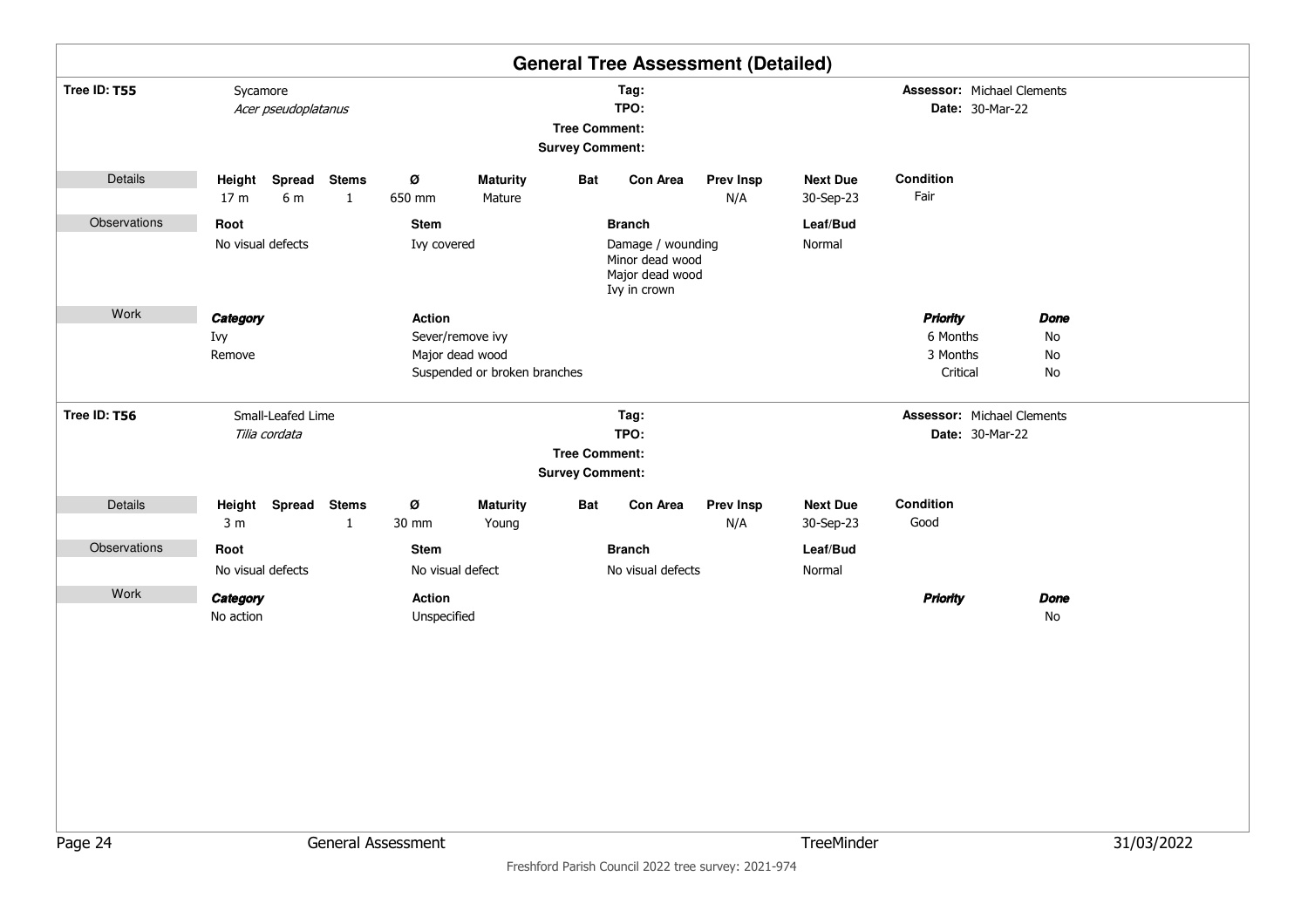## General Tree Assessment (Detailed)

**Tree ID: T55** — Sycamore, *Acer pseudoplatanus*

**Tag:**
**TPO:**
**Tree Comment:**
**Survey Comment:**

**Assessor:** Michael Clements
**Date:** 30-Mar-22

**Details**

| Height | Spread | Stems | Ø | Maturity | Bat | Con Area | Prev Insp | Next Due | Condition |
|---|---|---|---|---|---|---|---|---|---|
| 17 m | 6 m | 1 | 650 mm | Mature | | | N/A | 30-Sep-23 | Fair |

**Observations**

| Root | Stem | Branch | Leaf/Bud |
|---|---|---|---|
| No visual defects | Ivy covered | Damage / wounding<br>Minor dead wood<br>Major dead wood<br>Ivy in crown | Normal |

**Work**

| *Category* | Action | *Priority* | *Done* |
|---|---|---|---|
| Ivy | Sever/remove ivy | 6 Months | No |
| Remove | Major dead wood | 3 Months | No |
| | Suspended or broken branches | Critical | No |

**Tree ID: T56** — Small-Leafed Lime, *Tilia cordata*

**Tag:**
**TPO:**
**Tree Comment:**
**Survey Comment:**

**Assessor:** Michael Clements
**Date:** 30-Mar-22

**Details**

| Height | Spread | Stems | Ø | Maturity | Bat | Con Area | Prev Insp | Next Due | Condition |
|---|---|---|---|---|---|---|---|---|---|
| 3 m | | 1 | 30 mm | Young | | | N/A | 30-Sep-23 | Good |

**Observations**

| Root | Stem | Branch | Leaf/Bud |
|---|---|---|---|
| No visual defects | No visual defect | No visual defects | Normal |

**Work**

| *Category* | Action | *Priority* | *Done* |
|---|---|---|---|
| No action | Unspecified | | No |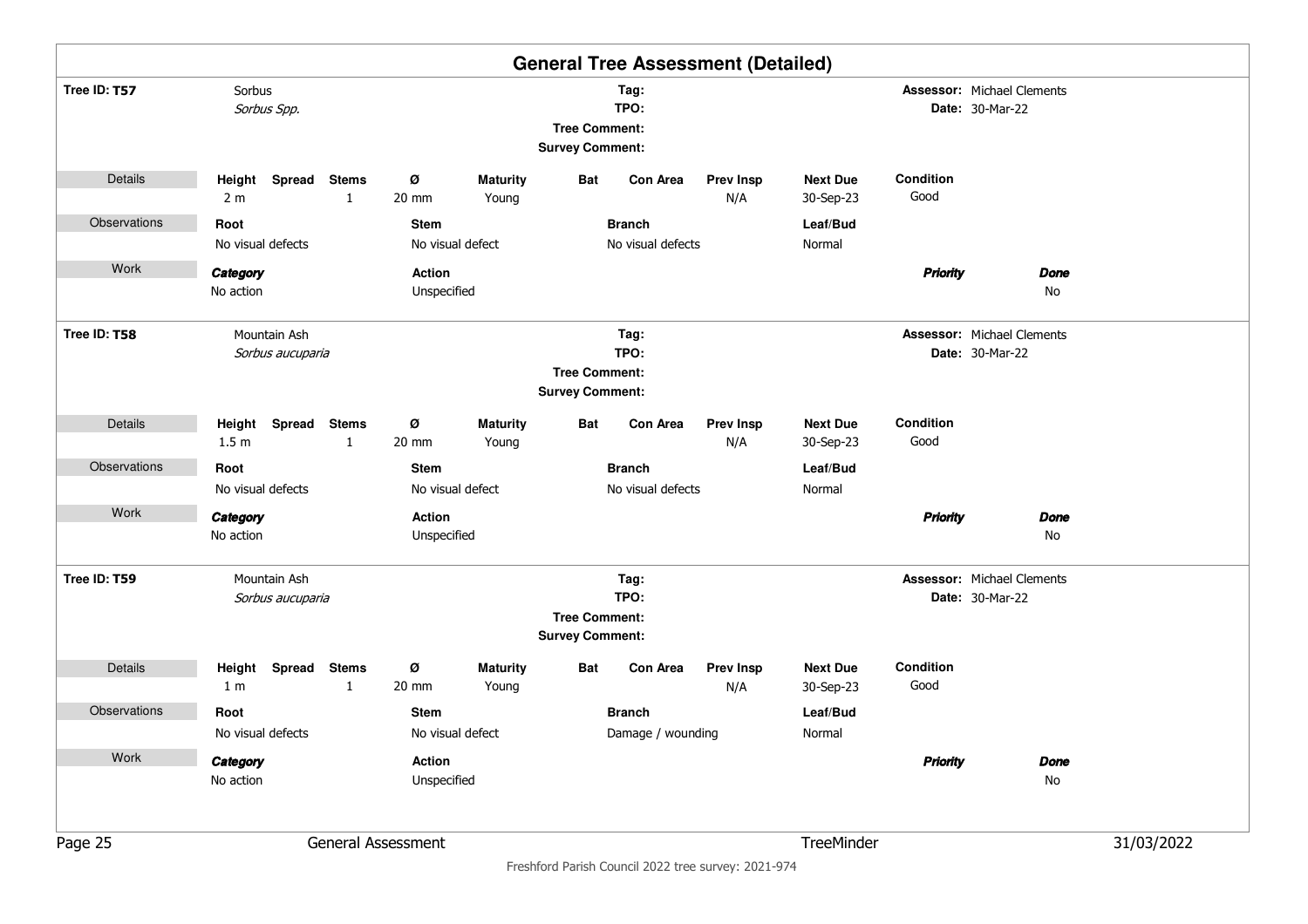# General Tree Assessment (Detailed)

**Tree ID: T57** — Sorbus, *Sorbus Spp.*

**Tag:**
**TPO:**
**Tree Comment:**
**Survey Comment:**

**Assessor:** Michael Clements
**Date:** 30-Mar-22

**Details**

| Height | Spread | Stems | Ø | Maturity | Bat | Con Area | Prev Insp | Next Due | Condition |
|---|---|---|---|---|---|---|---|---|---|
| 2 m | | 1 | 20 mm | Young | | | N/A | 30-Sep-23 | Good |

**Observations**

| Root | Stem | Branch | Leaf/Bud |
|---|---|---|---|
| No visual defects | No visual defect | No visual defects | Normal |

**Work**

| Category | Action | Priority | Done |
|---|---|---|---|
| No action | Unspecified | | No |

---

**Tree ID: T58** — Mountain Ash, *Sorbus aucuparia*

**Tag:**
**TPO:**
**Tree Comment:**
**Survey Comment:**

**Assessor:** Michael Clements
**Date:** 30-Mar-22

**Details**

| Height | Spread | Stems | Ø | Maturity | Bat | Con Area | Prev Insp | Next Due | Condition |
|---|---|---|---|---|---|---|---|---|---|
| 1.5 m | | 1 | 20 mm | Young | | | N/A | 30-Sep-23 | Good |

**Observations**

| Root | Stem | Branch | Leaf/Bud |
|---|---|---|---|
| No visual defects | No visual defect | No visual defects | Normal |

**Work**

| Category | Action | Priority | Done |
|---|---|---|---|
| No action | Unspecified | | No |

---

**Tree ID: T59** — Mountain Ash, *Sorbus aucuparia*

**Tag:**
**TPO:**
**Tree Comment:**
**Survey Comment:**

**Assessor:** Michael Clements
**Date:** 30-Mar-22

**Details**

| Height | Spread | Stems | Ø | Maturity | Bat | Con Area | Prev Insp | Next Due | Condition |
|---|---|---|---|---|---|---|---|---|---|
| 1 m | | 1 | 20 mm | Young | | | N/A | 30-Sep-23 | Good |

**Observations**

| Root | Stem | Branch | Leaf/Bud |
|---|---|---|---|
| No visual defects | No visual defect | Damage / wounding | Normal |

**Work**

| Category | Action | Priority | Done |
|---|---|---|---|
| No action | Unspecified | | No |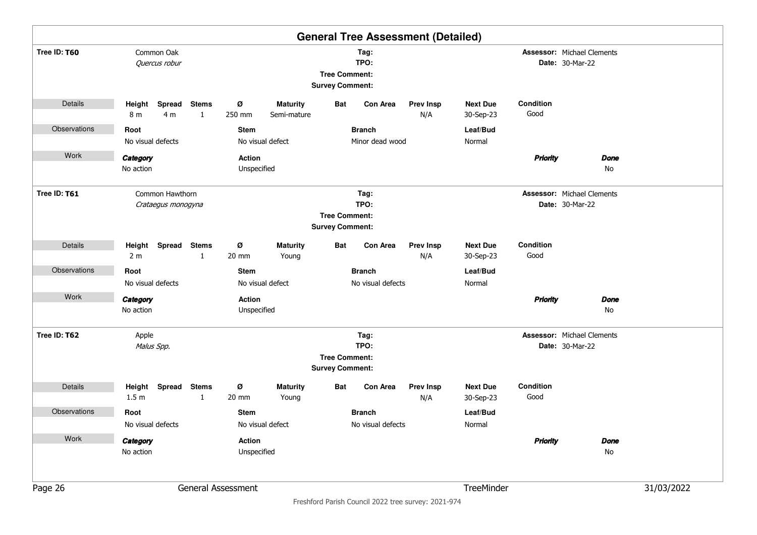## General Tree Assessment (Detailed)

**Tree ID: T60** — Common Oak *Quercus robur*

**Tag:**
**TPO:**
**Tree Comment:**
**Survey Comment:**

**Assessor:** Michael Clements
**Date:** 30-Mar-22

| Details | Height | Spread | Stems | Ø | Maturity | Bat | Con Area | Prev Insp | Next Due | Condition |
|---|---|---|---|---|---|---|---|---|---|---|
| | 8 m | 4 m | 1 | 250 mm | Semi-mature | | | N/A | 30-Sep-23 | Good |

| Observations | Root | Stem | Branch | Leaf/Bud |
|---|---|---|---|---|
| | No visual defects | No visual defect | Minor dead wood | Normal |

| Work | *Category* | Action | *Priority* | *Done* |
|---|---|---|---|---|
| | No action | Unspecified | | No |

**Tree ID: T61** — Common Hawthorn *Crataegus monogyna*

**Tag:**
**TPO:**
**Tree Comment:**
**Survey Comment:**

**Assessor:** Michael Clements
**Date:** 30-Mar-22

| Details | Height | Spread | Stems | Ø | Maturity | Bat | Con Area | Prev Insp | Next Due | Condition |
|---|---|---|---|---|---|---|---|---|---|---|
| | 2 m | | 1 | 20 mm | Young | | | N/A | 30-Sep-23 | Good |

| Observations | Root | Stem | Branch | Leaf/Bud |
|---|---|---|---|---|
| | No visual defects | No visual defect | No visual defects | Normal |

| Work | *Category* | Action | *Priority* | *Done* |
|---|---|---|---|---|
| | No action | Unspecified | | No |

**Tree ID: T62** — Apple *Malus Spp.*

**Tag:**
**TPO:**
**Tree Comment:**
**Survey Comment:**

**Assessor:** Michael Clements
**Date:** 30-Mar-22

| Details | Height | Spread | Stems | Ø | Maturity | Bat | Con Area | Prev Insp | Next Due | Condition |
|---|---|---|---|---|---|---|---|---|---|---|
| | 1.5 m | | 1 | 20 mm | Young | | | N/A | 30-Sep-23 | Good |

| Observations | Root | Stem | Branch | Leaf/Bud |
|---|---|---|---|---|
| | No visual defects | No visual defect | No visual defects | Normal |

| Work | *Category* | Action | *Priority* | *Done* |
|---|---|---|---|---|
| | No action | Unspecified | | No |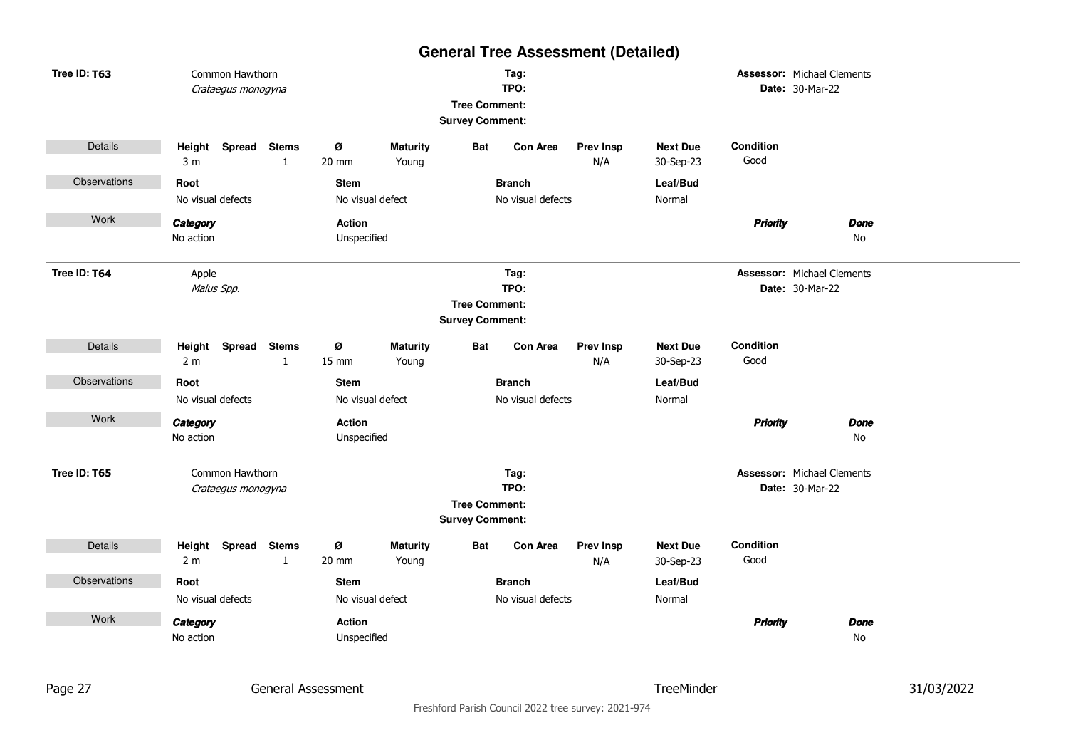# General Tree Assessment (Detailed)

**Tree ID: T63**

Common Hawthorn
*Crataegus monogyna*

**Tag:**
**TPO:**
**Tree Comment:**
**Survey Comment:**

**Assessor:** Michael Clements
**Date:** 30-Mar-22

| Details | Height | Spread | Stems | Ø | Maturity | Bat | Con Area | Prev Insp | Next Due | Condition |
|---|---|---|---|---|---|---|---|---|---|---|
| | 3 m | | 1 | 20 mm | Young | | | N/A | 30-Sep-23 | Good |

| Observations | Root | Stem | Branch | Leaf/Bud |
|---|---|---|---|---|
| | No visual defects | No visual defect | No visual defects | Normal |

| Work | Category | Action | Priority | Done |
|---|---|---|---|---|
| | No action | Unspecified | | No |

**Tree ID: T64**

Apple
*Malus Spp.*

**Tag:**
**TPO:**
**Tree Comment:**
**Survey Comment:**

**Assessor:** Michael Clements
**Date:** 30-Mar-22

| Details | Height | Spread | Stems | Ø | Maturity | Bat | Con Area | Prev Insp | Next Due | Condition |
|---|---|---|---|---|---|---|---|---|---|---|
| | 2 m | | 1 | 15 mm | Young | | | N/A | 30-Sep-23 | Good |

| Observations | Root | Stem | Branch | Leaf/Bud |
|---|---|---|---|---|
| | No visual defects | No visual defect | No visual defects | Normal |

| Work | Category | Action | Priority | Done |
|---|---|---|---|---|
| | No action | Unspecified | | No |

**Tree ID: T65**

Common Hawthorn
*Crataegus monogyna*

**Tag:**
**TPO:**
**Tree Comment:**
**Survey Comment:**

**Assessor:** Michael Clements
**Date:** 30-Mar-22

| Details | Height | Spread | Stems | Ø | Maturity | Bat | Con Area | Prev Insp | Next Due | Condition |
|---|---|---|---|---|---|---|---|---|---|---|
| | 2 m | | 1 | 20 mm | Young | | | N/A | 30-Sep-23 | Good |

| Observations | Root | Stem | Branch | Leaf/Bud |
|---|---|---|---|---|
| | No visual defects | No visual defect | No visual defects | Normal |

| Work | Category | Action | Priority | Done |
|---|---|---|---|---|
| | No action | Unspecified | | No |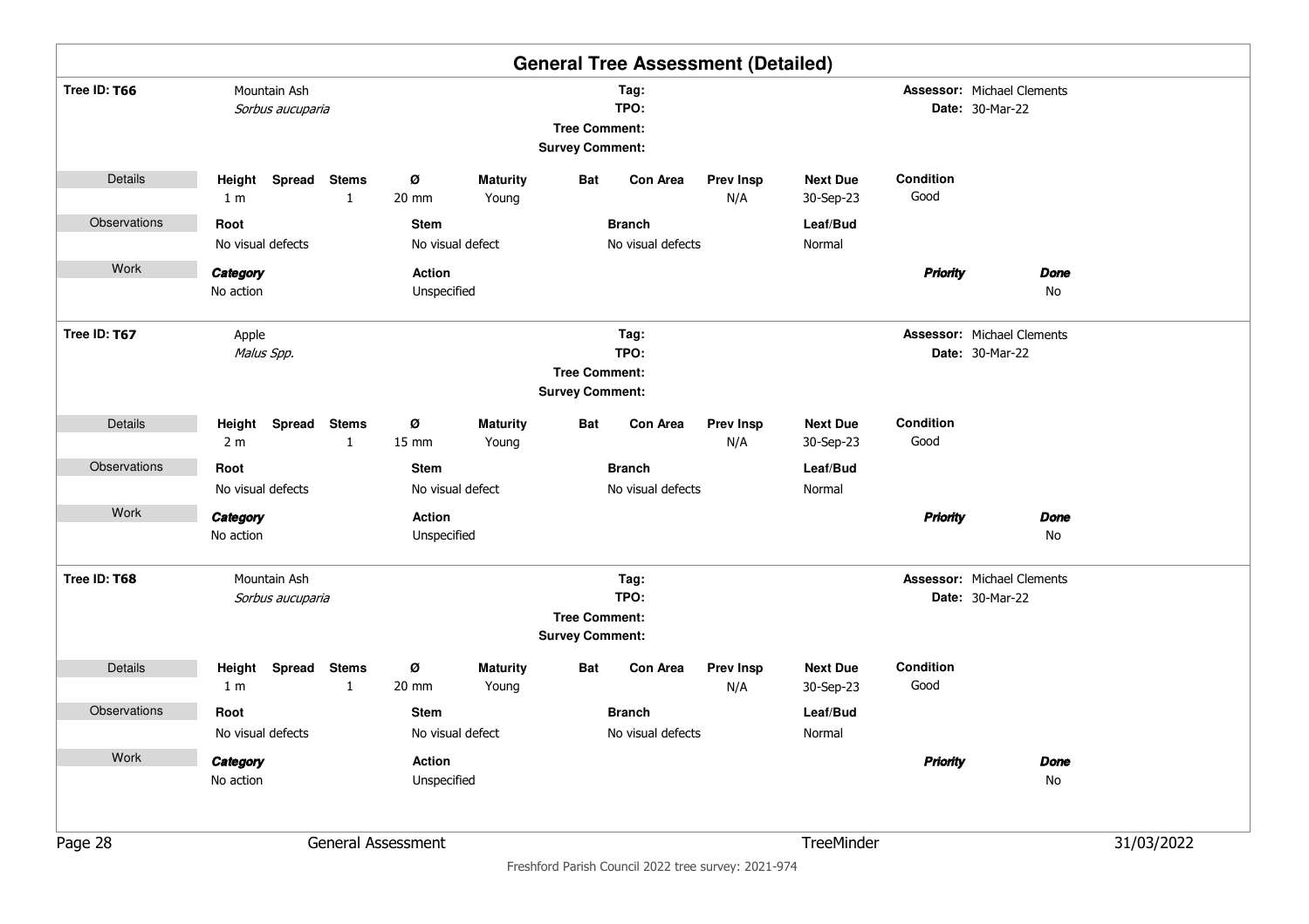# General Tree Assessment (Detailed)

**Tree ID: T66**

Mountain Ash
*Sorbus aucuparia*

**Tag:**
**TPO:**
**Tree Comment:**
**Survey Comment:**

**Assessor:** Michael Clements
**Date:** 30-Mar-22

**Details**

| Height | Spread | Stems | Ø | Maturity | Bat | Con Area | Prev Insp | Next Due | Condition |
|---|---|---|---|---|---|---|---|---|---|
| 1 m | | 1 | 20 mm | Young | | | N/A | 30-Sep-23 | Good |

**Observations**

| Root | Stem | Branch | Leaf/Bud |
|---|---|---|---|
| No visual defects | No visual defect | No visual defects | Normal |

**Work**

| *Category* | Action | *Priority* | *Done* |
|---|---|---|---|
| No action | Unspecified | | No |

**Tree ID: T67**

Apple
*Malus Spp.*

**Tag:**
**TPO:**
**Tree Comment:**
**Survey Comment:**

**Assessor:** Michael Clements
**Date:** 30-Mar-22

**Details**

| Height | Spread | Stems | Ø | Maturity | Bat | Con Area | Prev Insp | Next Due | Condition |
|---|---|---|---|---|---|---|---|---|---|
| 2 m | | 1 | 15 mm | Young | | | N/A | 30-Sep-23 | Good |

**Observations**

| Root | Stem | Branch | Leaf/Bud |
|---|---|---|---|
| No visual defects | No visual defect | No visual defects | Normal |

**Work**

| *Category* | Action | *Priority* | *Done* |
|---|---|---|---|
| No action | Unspecified | | No |

**Tree ID: T68**

Mountain Ash
*Sorbus aucuparia*

**Tag:**
**TPO:**
**Tree Comment:**
**Survey Comment:**

**Assessor:** Michael Clements
**Date:** 30-Mar-22

**Details**

| Height | Spread | Stems | Ø | Maturity | Bat | Con Area | Prev Insp | Next Due | Condition |
|---|---|---|---|---|---|---|---|---|---|
| 1 m | | 1 | 20 mm | Young | | | N/A | 30-Sep-23 | Good |

**Observations**

| Root | Stem | Branch | Leaf/Bud |
|---|---|---|---|
| No visual defects | No visual defect | No visual defects | Normal |

**Work**

| *Category* | Action | *Priority* | *Done* |
|---|---|---|---|
| No action | Unspecified | | No |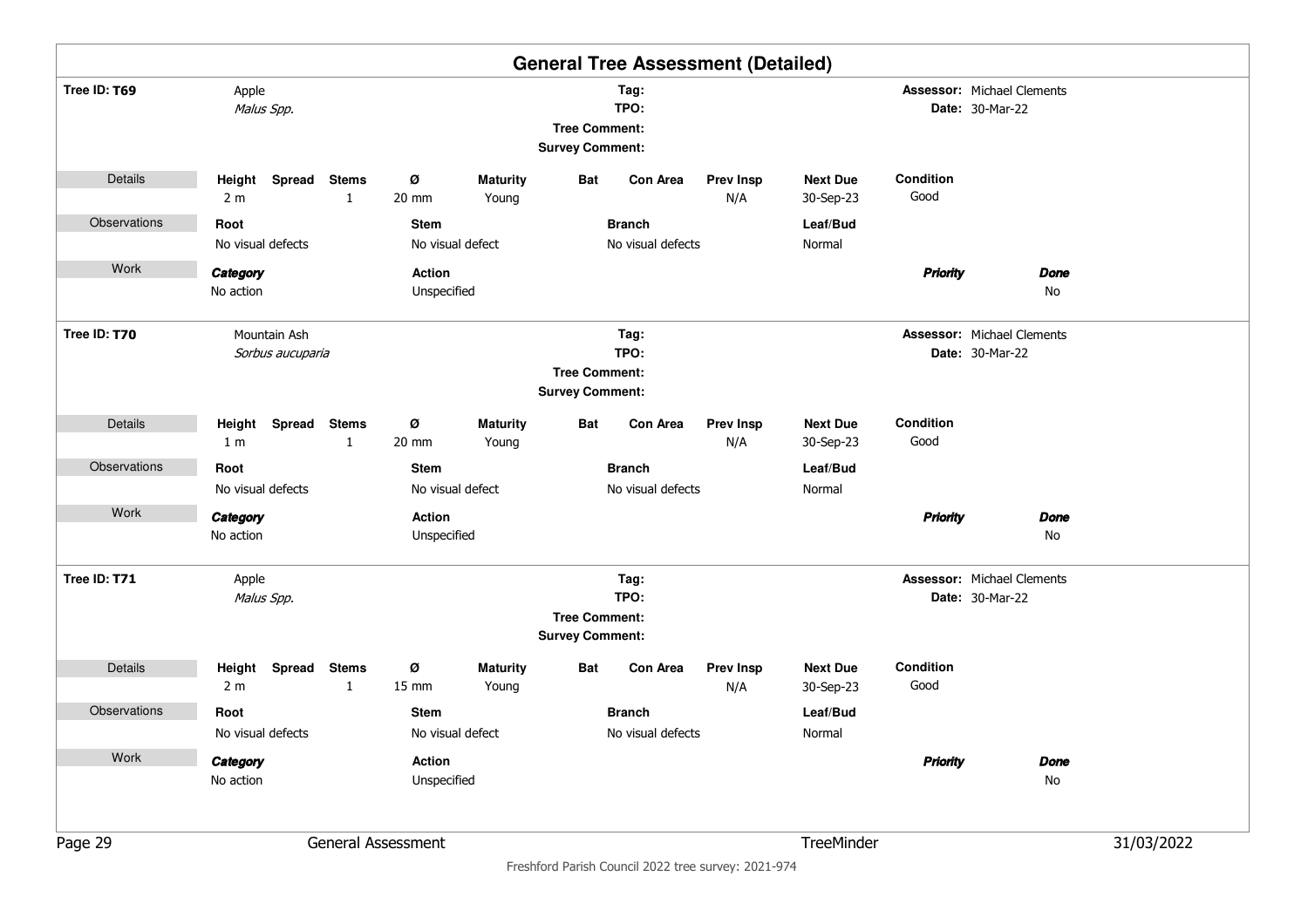# General Tree Assessment (Detailed)

**Tree ID: T69** — Apple *Malus Spp.*

**Tag:**
**TPO:**
**Tree Comment:**
**Survey Comment:**

**Assessor:** Michael Clements
**Date:** 30-Mar-22

| Details | Height | Spread | Stems | Ø | Maturity | Bat | Con Area | Prev Insp | Next Due | Condition |
|---|---|---|---|---|---|---|---|---|---|---|
| | 2 m | | 1 | 20 mm | Young | | | N/A | 30-Sep-23 | Good |

| Observations | Root | Stem | Branch | Leaf/Bud |
|---|---|---|---|---|
| | No visual defects | No visual defect | No visual defects | Normal |

| Work | Category | Action | Priority | Done |
|---|---|---|---|---|
| | No action | Unspecified | | No |

**Tree ID: T70** — Mountain Ash *Sorbus aucuparia*

**Tag:**
**TPO:**
**Tree Comment:**
**Survey Comment:**

**Assessor:** Michael Clements
**Date:** 30-Mar-22

| Details | Height | Spread | Stems | Ø | Maturity | Bat | Con Area | Prev Insp | Next Due | Condition |
|---|---|---|---|---|---|---|---|---|---|---|
| | 1 m | | 1 | 20 mm | Young | | | N/A | 30-Sep-23 | Good |

| Observations | Root | Stem | Branch | Leaf/Bud |
|---|---|---|---|---|
| | No visual defects | No visual defect | No visual defects | Normal |

| Work | Category | Action | Priority | Done |
|---|---|---|---|---|
| | No action | Unspecified | | No |

**Tree ID: T71** — Apple *Malus Spp.*

**Tag:**
**TPO:**
**Tree Comment:**
**Survey Comment:**

**Assessor:** Michael Clements
**Date:** 30-Mar-22

| Details | Height | Spread | Stems | Ø | Maturity | Bat | Con Area | Prev Insp | Next Due | Condition |
|---|---|---|---|---|---|---|---|---|---|---|
| | 2 m | | 1 | 15 mm | Young | | | N/A | 30-Sep-23 | Good |

| Observations | Root | Stem | Branch | Leaf/Bud |
|---|---|---|---|---|
| | No visual defects | No visual defect | No visual defects | Normal |

| Work | Category | Action | Priority | Done |
|---|---|---|---|---|
| | No action | Unspecified | | No |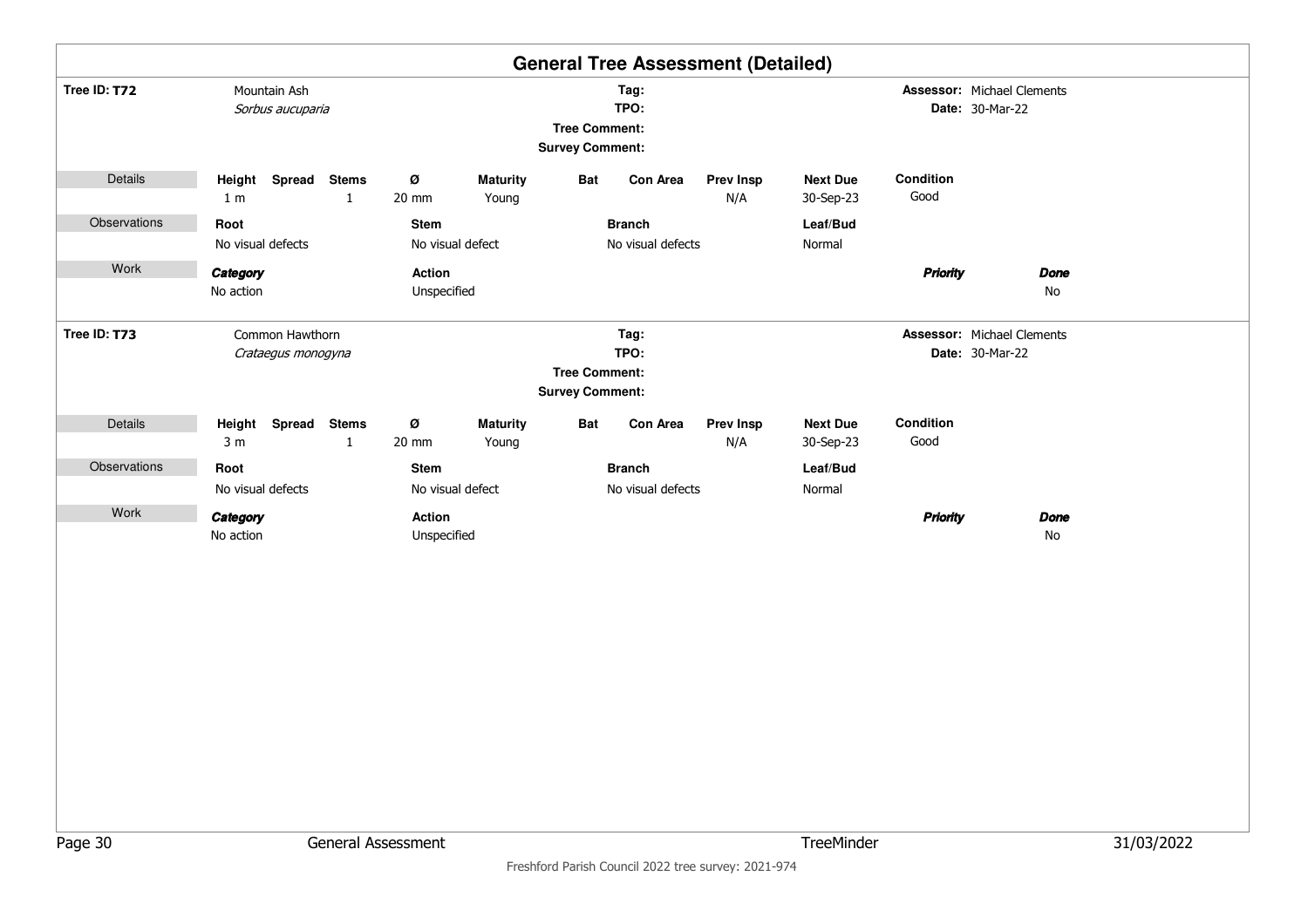# General Tree Assessment (Detailed)

**Tree ID: T72** — Mountain Ash *Sorbus aucuparia*

**Tag:**
**TPO:**
**Tree Comment:**
**Survey Comment:**

**Assessor:** Michael Clements
**Date:** 30-Mar-22

| Details | Height | Spread | Stems | Ø | Maturity | Bat | Con Area | Prev Insp | Next Due | Condition |
|---|---|---|---|---|---|---|---|---|---|---|
| | 1 m | | 1 | 20 mm | Young | | | N/A | 30-Sep-23 | Good |

| Observations | Root | Stem | Branch | Leaf/Bud |
|---|---|---|---|---|
| | No visual defects | No visual defect | No visual defects | Normal |

| Work | *Category* | Action | *Priority* | *Done* |
|---|---|---|---|---|
| | No action | Unspecified | | No |

**Tree ID: T73** — Common Hawthorn *Crataegus monogyna*

**Tag:**
**TPO:**
**Tree Comment:**
**Survey Comment:**

**Assessor:** Michael Clements
**Date:** 30-Mar-22

| Details | Height | Spread | Stems | Ø | Maturity | Bat | Con Area | Prev Insp | Next Due | Condition |
|---|---|---|---|---|---|---|---|---|---|---|
| | 3 m | | 1 | 20 mm | Young | | | N/A | 30-Sep-23 | Good |

| Observations | Root | Stem | Branch | Leaf/Bud |
|---|---|---|---|---|
| | No visual defects | No visual defect | No visual defects | Normal |

| Work | *Category* | Action | *Priority* | *Done* |
|---|---|---|---|---|
| | No action | Unspecified | | No |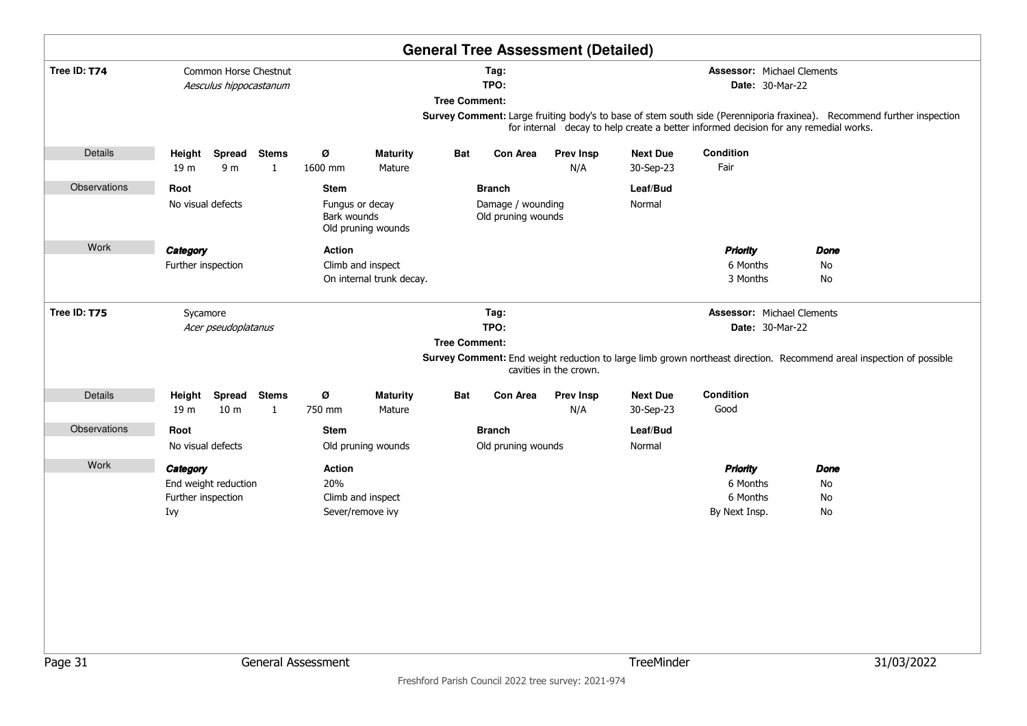# General Tree Assessment (Detailed)

**Tree ID: T74** Common Horse Chestnut *Aesculus hippocastanum*

**Tag:**
**TPO:**
**Tree Comment:**
**Survey Comment:** Large fruiting body's to base of stem south side (Perenniporia fraxinea). Recommend further inspection for internal decay to help create a better informed decision for any remedial works.

**Assessor:** Michael Clements
**Date:** 30-Mar-22

**Details**

| Height | Spread | Stems | Ø | Maturity | Bat | Con Area | Prev Insp | Next Due | Condition |
|---|---|---|---|---|---|---|---|---|---|
| 19 m | 9 m | 1 | 1600 mm | Mature | | | N/A | 30-Sep-23 | Fair |

**Observations**

| Root | Stem | Branch | Leaf/Bud |
|---|---|---|---|
| No visual defects | Fungus or decay<br>Bark wounds<br>Old pruning wounds | Damage / wounding<br>Old pruning wounds | Normal |

**Work**

| Category | Action | Priority | Done |
|---|---|---|---|
| Further inspection | Climb and inspect | 6 Months | No |
| | On internal trunk decay. | 3 Months | No |

**Tree ID: T75** Sycamore *Acer pseudoplatanus*

**Tag:**
**TPO:**
**Tree Comment:**
**Survey Comment:** End weight reduction to large limb grown northeast direction. Recommend areal inspection of possible cavities in the crown.

**Assessor:** Michael Clements
**Date:** 30-Mar-22

**Details**

| Height | Spread | Stems | Ø | Maturity | Bat | Con Area | Prev Insp | Next Due | Condition |
|---|---|---|---|---|---|---|---|---|---|
| 19 m | 10 m | 1 | 750 mm | Mature | | | N/A | 30-Sep-23 | Good |

**Observations**

| Root | Stem | Branch | Leaf/Bud |
|---|---|---|---|
| No visual defects | Old pruning wounds | Old pruning wounds | Normal |

**Work**

| Category | Action | Priority | Done |
|---|---|---|---|
| End weight reduction | 20% | 6 Months | No |
| Further inspection | Climb and inspect | 6 Months | No |
| Ivy | Sever/remove ivy | By Next Insp. | No |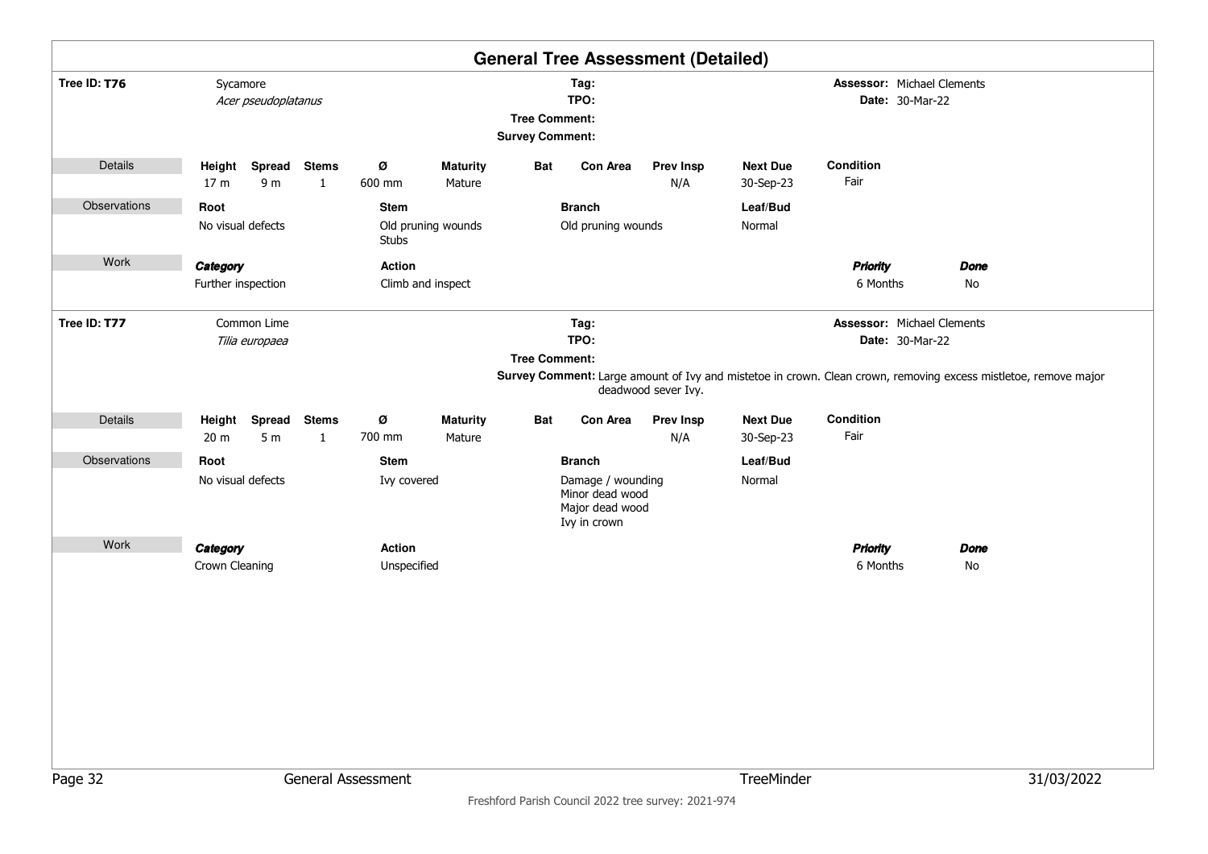# General Tree Assessment (Detailed)

**Tree ID: T76** Sycamore *Acer pseudoplatanus*

**Tag:**
**TPO:**
**Tree Comment:**
**Survey Comment:**

**Assessor:** Michael Clements
**Date:** 30-Mar-22

| Details | Height | Spread | Stems | Ø | Maturity | Bat | Con Area | Prev Insp | Next Due | Condition |
|---|---|---|---|---|---|---|---|---|---|---|
| | 17 m | 9 m | 1 | 600 mm | Mature | | | N/A | 30-Sep-23 | Fair |

| Observations | Root | Stem | Branch | Leaf/Bud |
|---|---|---|---|---|
| | No visual defects | Old pruning wounds<br>Stubs | Old pruning wounds | Normal |

| Work | Category | Action | Priority | Done |
|---|---|---|---|---|
| | Further inspection | Climb and inspect | 6 Months | No |

**Tree ID: T77** Common Lime *Tilia europaea*

**Tag:**
**TPO:**
**Tree Comment:**
**Survey Comment:** Large amount of Ivy and mistetoe in crown. Clean crown, removing excess mistletoe, remove major deadwood sever Ivy.

**Assessor:** Michael Clements
**Date:** 30-Mar-22

| Details | Height | Spread | Stems | Ø | Maturity | Bat | Con Area | Prev Insp | Next Due | Condition |
|---|---|---|---|---|---|---|---|---|---|---|
| | 20 m | 5 m | 1 | 700 mm | Mature | | | N/A | 30-Sep-23 | Fair |

| Observations | Root | Stem | Branch | Leaf/Bud |
|---|---|---|---|---|
| | No visual defects | Ivy covered | Damage / wounding<br>Minor dead wood<br>Major dead wood<br>Ivy in crown | Normal |

| Work | Category | Action | Priority | Done |
|---|---|---|---|---|
| | Crown Cleaning | Unspecified | 6 Months | No |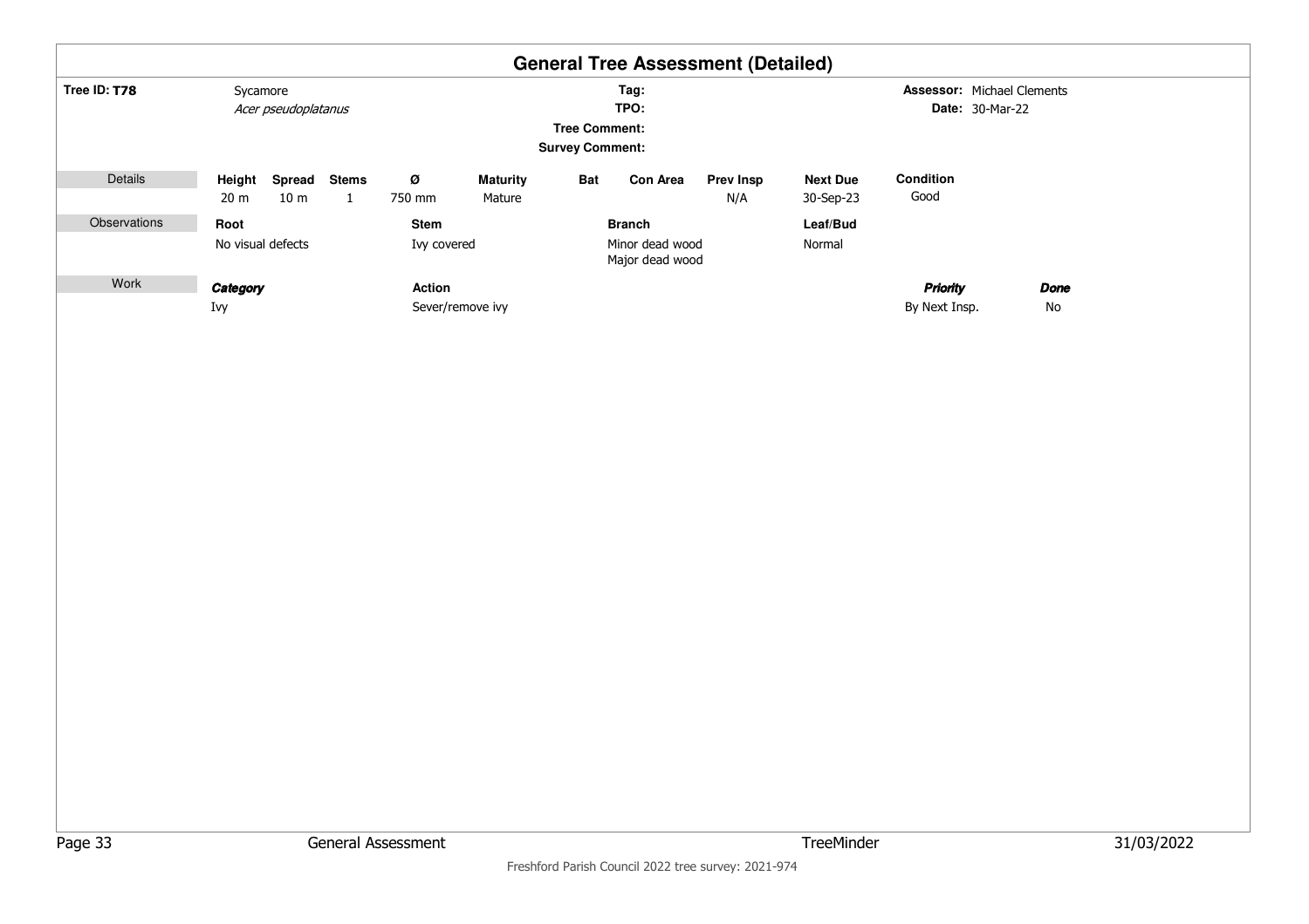# General Tree Assessment (Detailed)

**Tree ID:** **T78**

Sycamore
*Acer pseudoplatanus*

**Tag:**
**TPO:**
**Tree Comment:**
**Survey Comment:**

**Assessor:** Michael Clements
**Date:** 30-Mar-22

**Details**

| Height | Spread | Stems | Ø | Maturity | Bat | Con Area | Prev Insp | Next Due | Condition |
|---|---|---|---|---|---|---|---|---|---|
| 20 m | 10 m | 1 | 750 mm | Mature | | | N/A | 30-Sep-23 | Good |

**Observations**

| Root | Stem | Branch | Leaf/Bud |
|---|---|---|---|
| No visual defects | Ivy covered | Minor dead wood<br>Major dead wood | Normal |

**Work**

| *Category* | Action | *Priority* | *Done* |
|---|---|---|---|
| Ivy | Sever/remove ivy | By Next Insp. | No |

Freshford Parish Council 2022 tree survey: 2021-974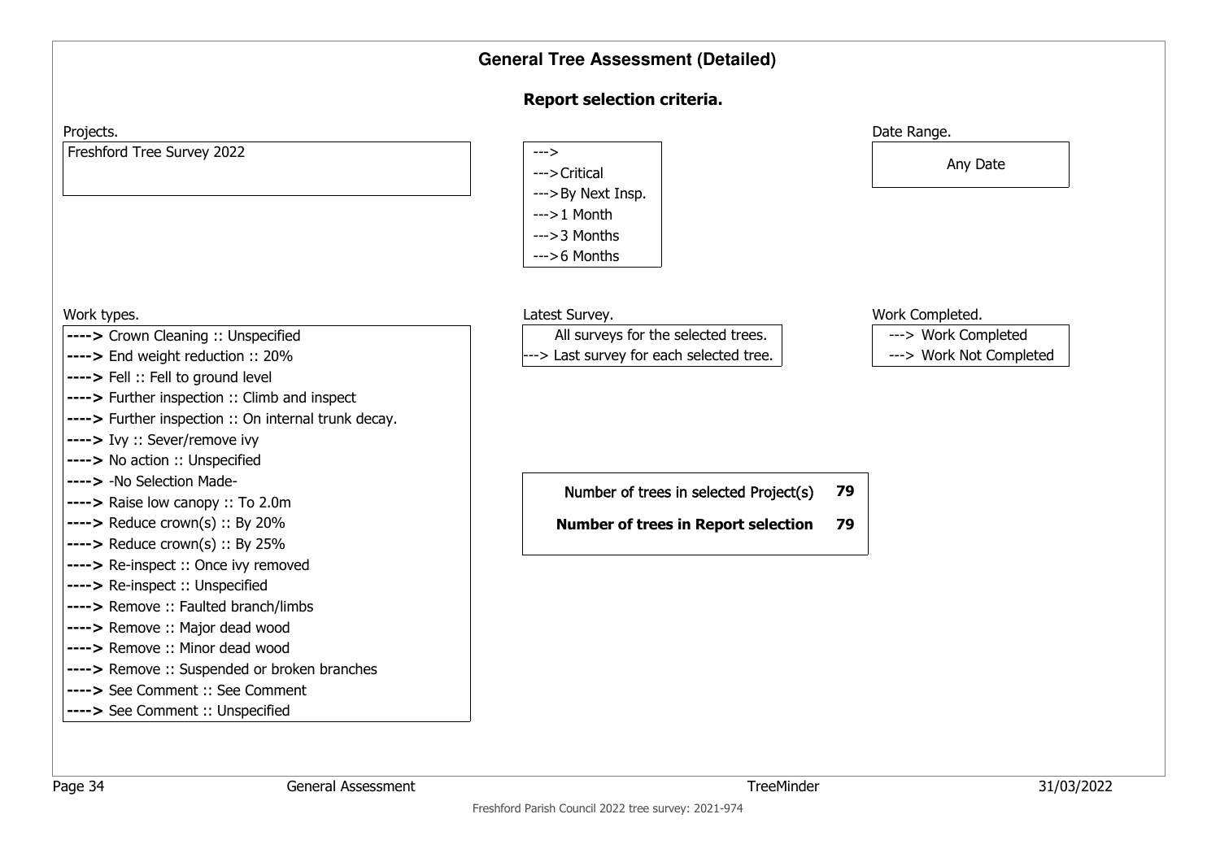# General Tree Assessment (Detailed)

## Report selection criteria.

Projects.

Freshford Tree Survey 2022

--->
--->Critical
--->By Next Insp.
--->1 Month
--->3 Months
--->6 Months

Date Range.

Any Date

Work types.

- **---->** Crown Cleaning :: Unspecified
- **---->** End weight reduction :: 20%
- **---->** Fell :: Fell to ground level
- **---->** Further inspection :: Climb and inspect
- **---->** Further inspection :: On internal trunk decay.
- **---->** Ivy :: Sever/remove ivy
- **---->** No action :: Unspecified
- **---->** -No Selection Made-
- **---->** Raise low canopy :: To 2.0m
- **---->** Reduce crown(s) :: By 20%
- **---->** Reduce crown(s) :: By 25%
- **---->** Re-inspect :: Once ivy removed
- **---->** Re-inspect :: Unspecified
- **---->** Remove :: Faulted branch/limbs
- **---->** Remove :: Major dead wood
- **---->** Remove :: Minor dead wood
- **---->** Remove :: Suspended or broken branches
- **---->** See Comment :: See Comment
- **---->** See Comment :: Unspecified

Latest Survey.

All surveys for the selected trees.
---> Last survey for each selected tree.

Work Completed.

---> Work Completed
---> Work Not Completed

| | |
|---|---|
| Number of trees in selected Project(s) | **79** |
| **Number of trees in Report selection** | **79** |